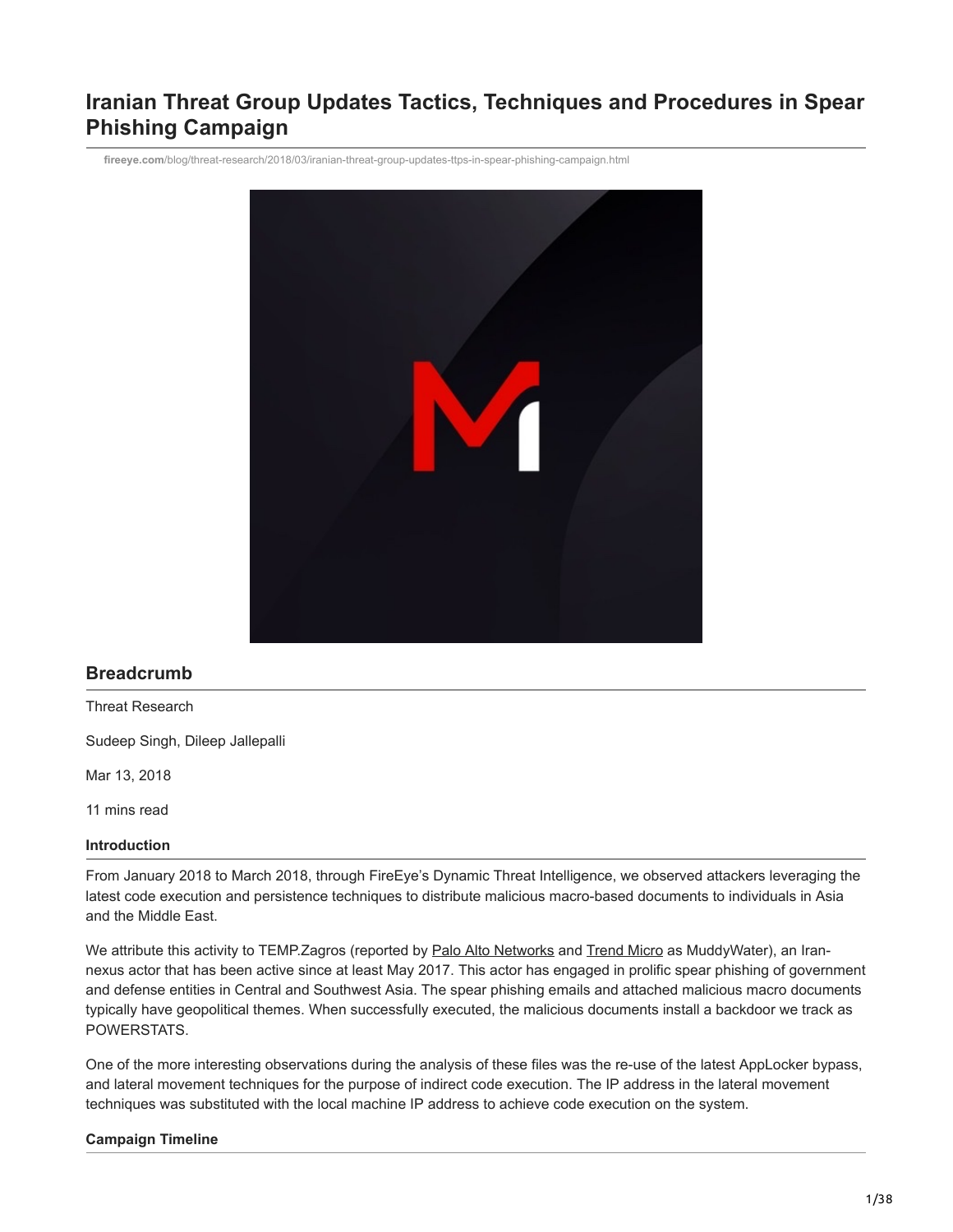# Iranian Threat Group Updates Tactics, Techniques and Procedures in Spear Phishing Campaign

fireeye.com/blog/threat-research/2018/03/iranian-threat-group-updates-ttps-in-spear-phishing-campaign.html

## Breadcrumb

Threat Research

Sudeep Singh, Dileep Jallepalli

Mar 13, 2018

11 mins read

### Introduction

From January 2018 to March 2018, through FireEye's Dynamic Threat Intelligence, we observed attackers leveraging the latest code execution and persistence techniques to distribute malicious macro-based documents to individuals in Asia and the Middle East.

We attribute this activity to TEMP.Zagros (reported by Palo Alto Networks and Trend Micro as MuddyWater), an Iran-nexus actor that has been active since at least May 2017. This actor has engaged in prolific spear phishing of government and defense entities in Central and Southwest Asia. The spear phishing emails and attached malicious macro documents typically have geopolitical themes. When successfully executed, the malicious documents install a backdoor we track as POWERSTATS.

One of the more interesting observations during the analysis of these files was the re-use of the latest AppLocker bypass, and lateral movement techniques for the purpose of indirect code execution. The IP address in the lateral movement techniques was substituted with the local machine IP address to achieve code execution on the system.

### Campaign Timeline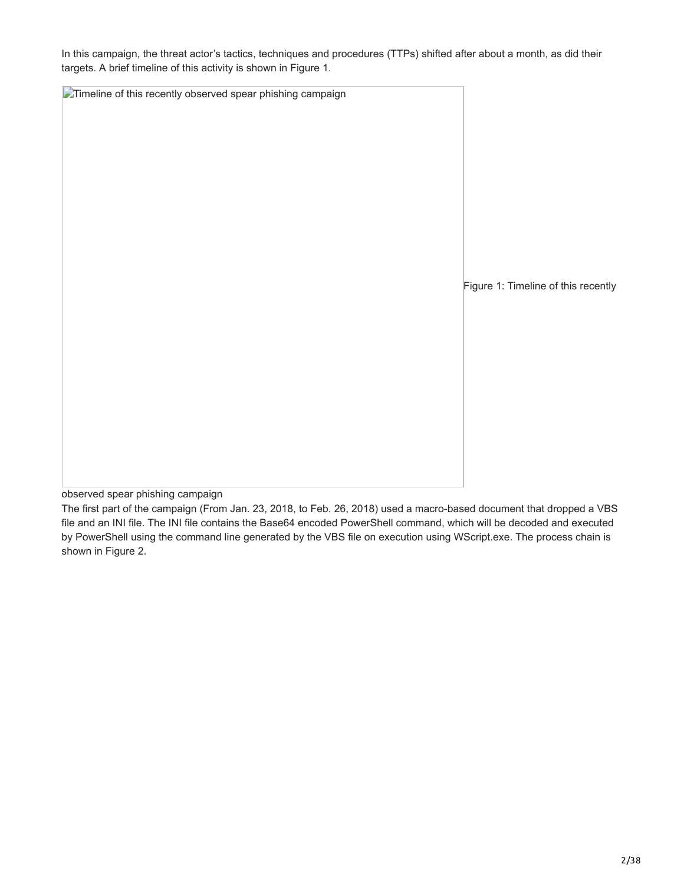In this campaign, the threat actor's tactics, techniques and procedures (TTPs) shifted after about a month, as did their targets. A brief timeline of this activity is shown in Figure 1.

Figure 1: Timeline of this recently observed spear phishing campaign

The first part of the campaign (From Jan. 23, 2018, to Feb. 26, 2018) used a macro-based document that dropped a VBS file and an INI file. The INI file contains the Base64 encoded PowerShell command, which will be decoded and executed by PowerShell using the command line generated by the VBS file on execution using WScript.exe. The process chain is shown in Figure 2.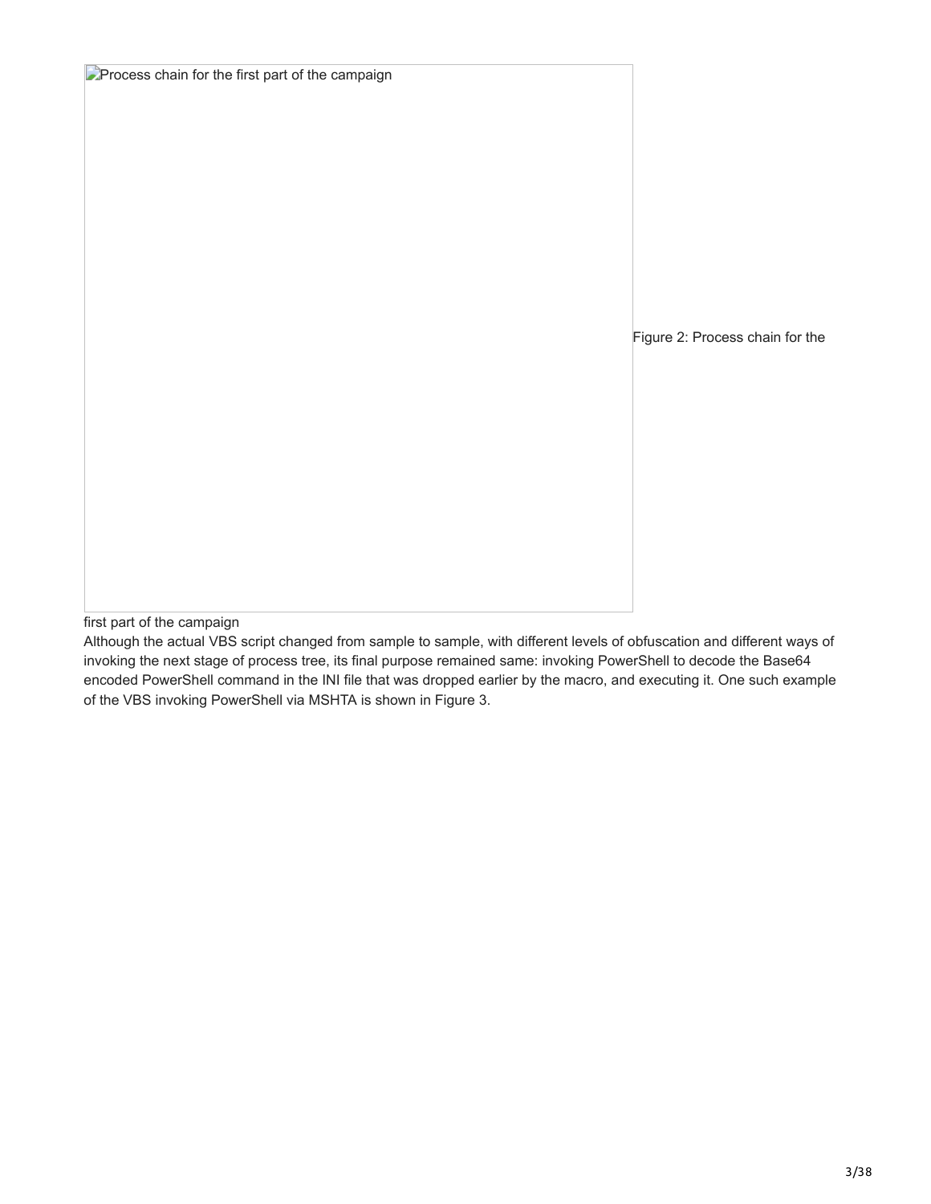Process chain for the first part of the campaign

Figure 2: Process chain for the first part of the campaign

Although the actual VBS script changed from sample to sample, with different levels of obfuscation and different ways of invoking the next stage of process tree, its final purpose remained same: invoking PowerShell to decode the Base64 encoded PowerShell command in the INI file that was dropped earlier by the macro, and executing it. One such example of the VBS invoking PowerShell via MSHTA is shown in Figure 3.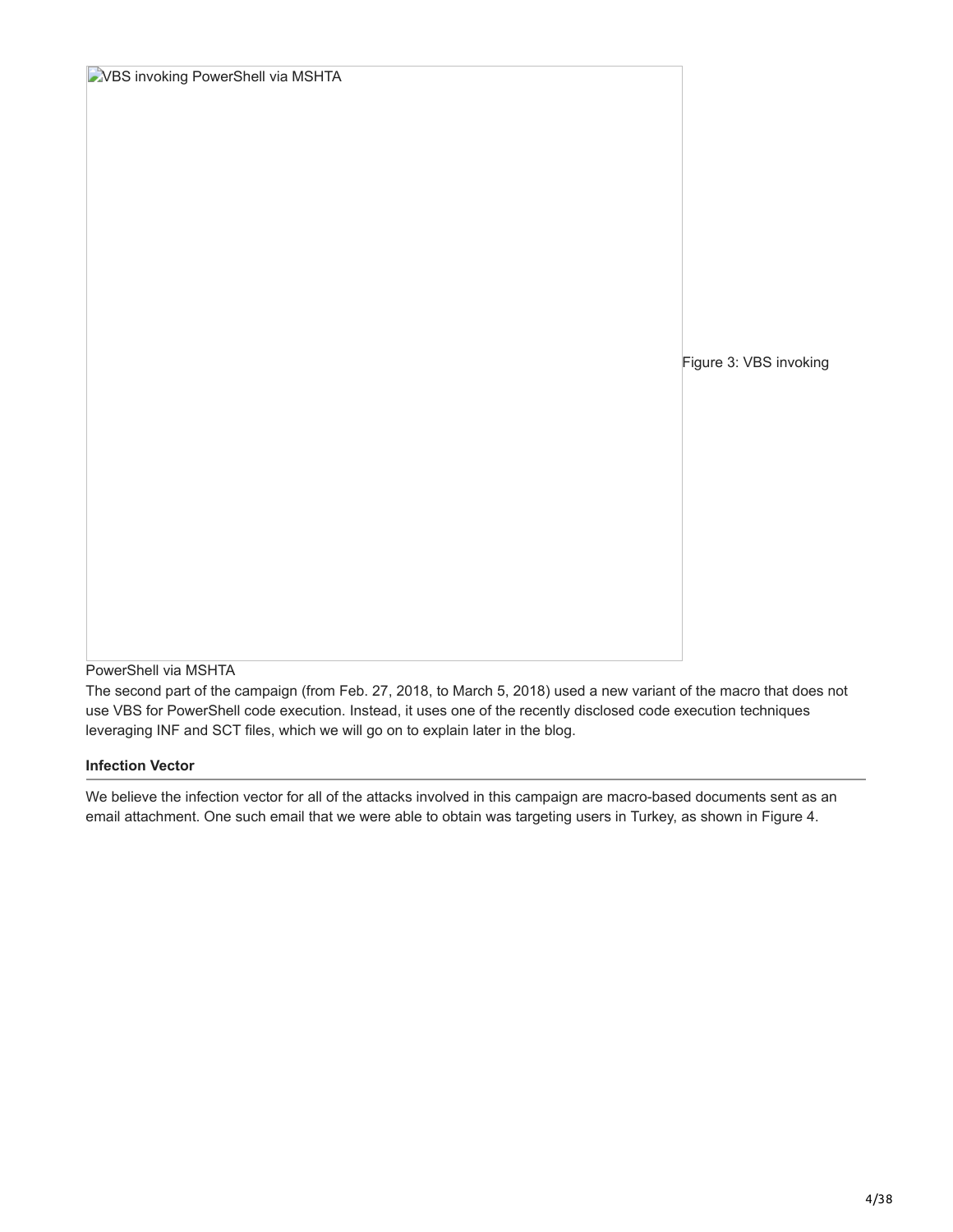VBS invoking PowerShell via MSHTA

Figure 3: VBS invoking PowerShell via MSHTA

The second part of the campaign (from Feb. 27, 2018, to March 5, 2018) used a new variant of the macro that does not use VBS for PowerShell code execution. Instead, it uses one of the recently disclosed code execution techniques leveraging INF and SCT files, which we will go on to explain later in the blog.

### Infection Vector

We believe the infection vector for all of the attacks involved in this campaign are macro-based documents sent as an email attachment. One such email that we were able to obtain was targeting users in Turkey, as shown in Figure 4.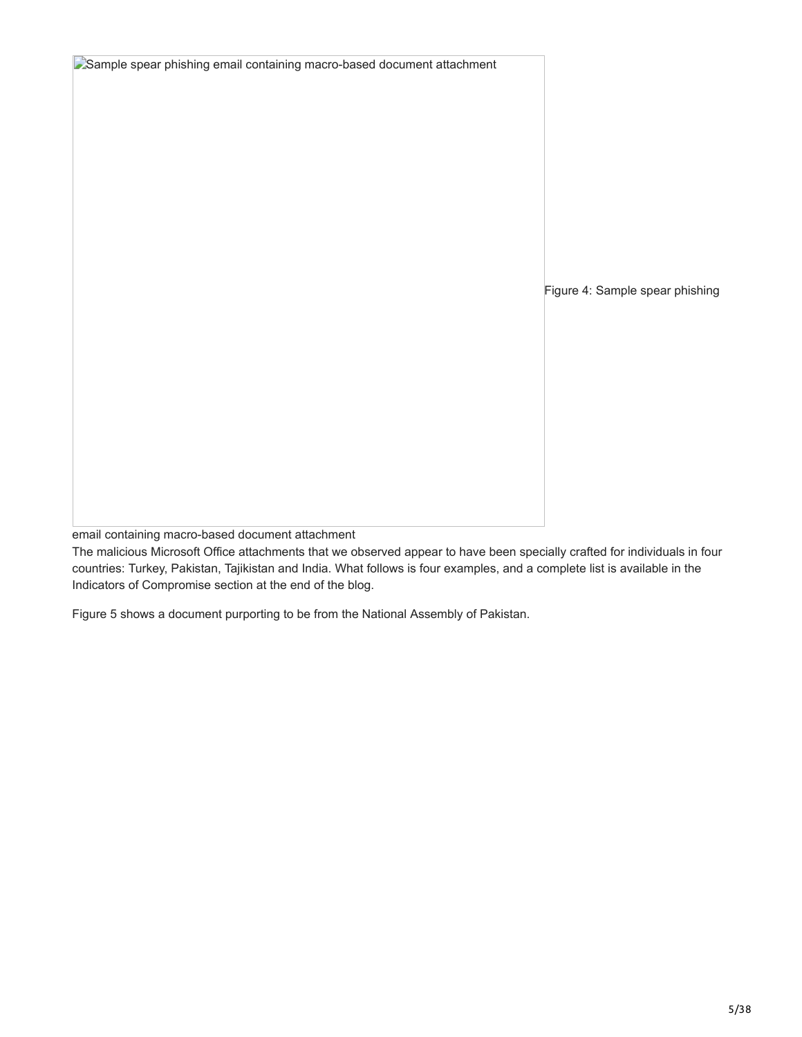Sample spear phishing email containing macro-based document attachment

Figure 4: Sample spear phishing email containing macro-based document attachment

The malicious Microsoft Office attachments that we observed appear to have been specially crafted for individuals in four countries: Turkey, Pakistan, Tajikistan and India. What follows is four examples, and a complete list is available in the Indicators of Compromise section at the end of the blog.

Figure 5 shows a document purporting to be from the National Assembly of Pakistan.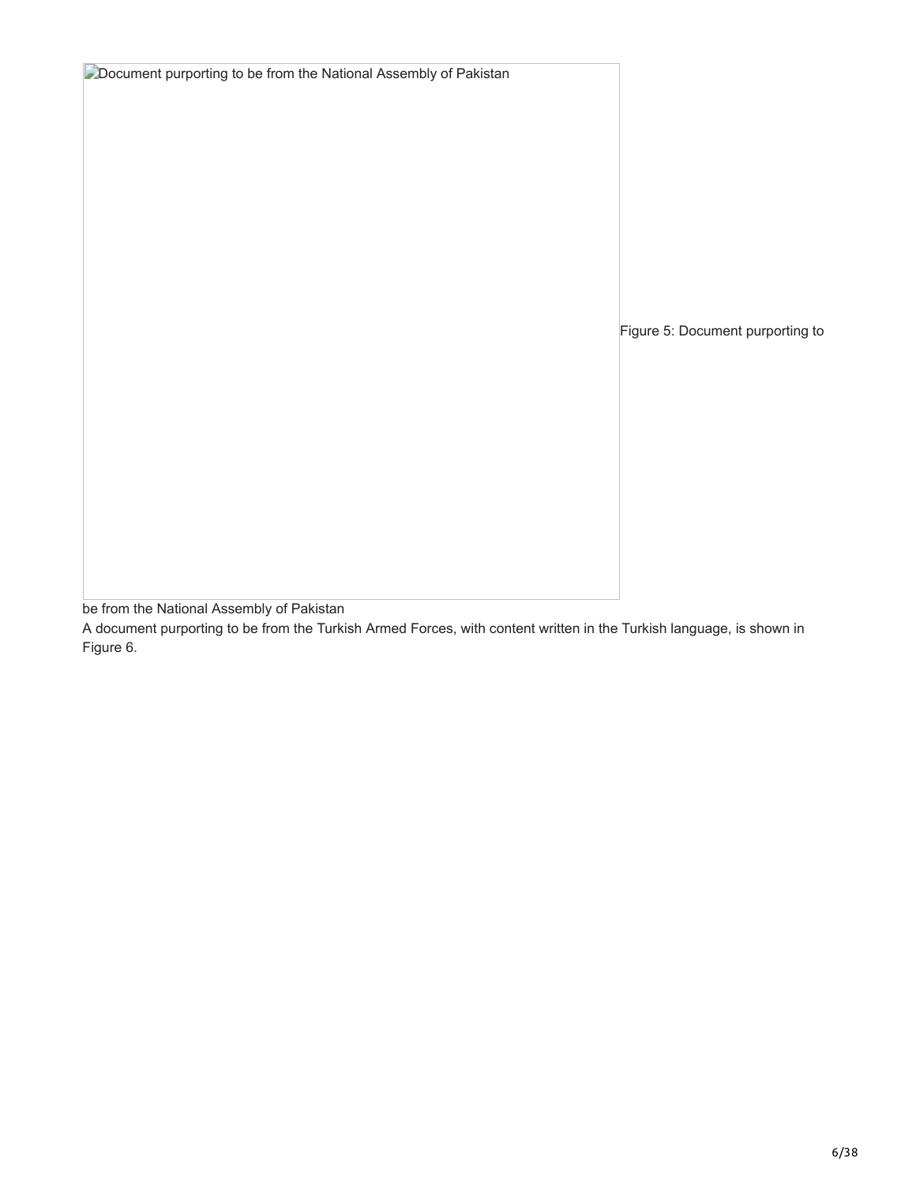Document purporting to be from the National Assembly of Pakistan

Figure 5: Document purporting to be from the National Assembly of Pakistan

A document purporting to be from the Turkish Armed Forces, with content written in the Turkish language, is shown in Figure 6.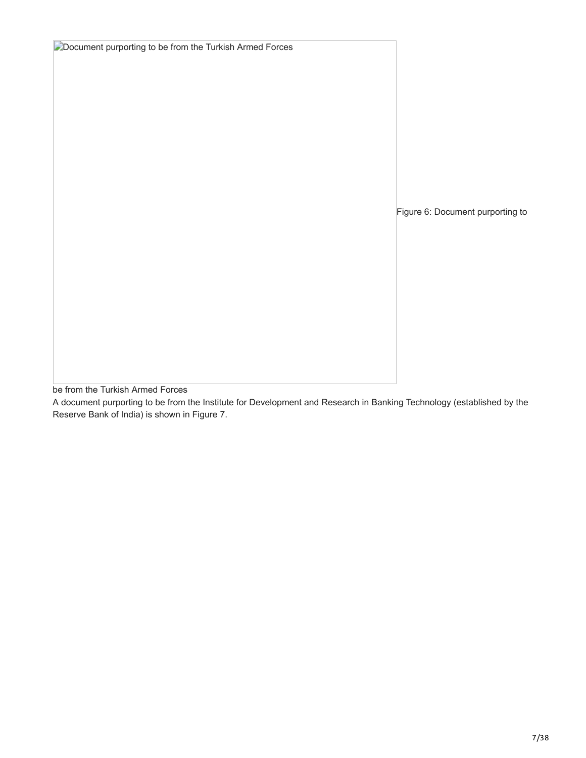Document purporting to be from the Turkish Armed Forces

Figure 6: Document purporting to be from the Turkish Armed Forces

A document purporting to be from the Institute for Development and Research in Banking Technology (established by the Reserve Bank of India) is shown in Figure 7.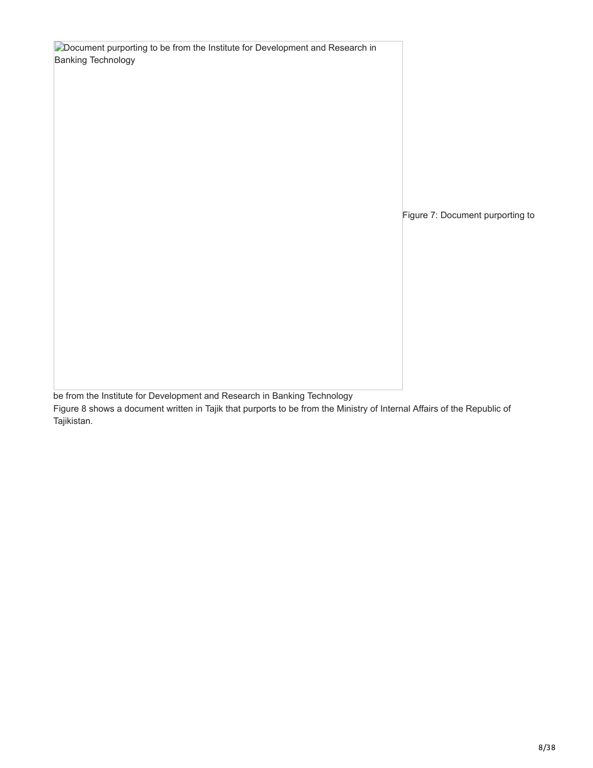Document purporting to be from the Institute for Development and Research in Banking Technology

Figure 7: Document purporting to be from the Institute for Development and Research in Banking Technology

Figure 8 shows a document written in Tajik that purports to be from the Ministry of Internal Affairs of the Republic of Tajikistan.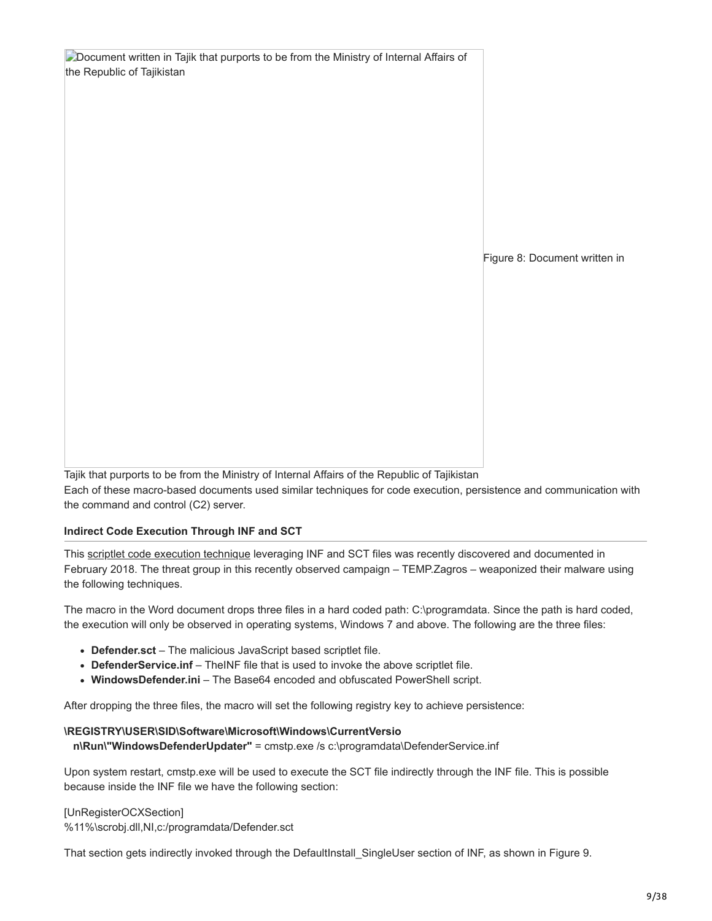Document written in Tajik that purports to be from the Ministry of Internal Affairs of the Republic of Tajikistan

Figure 8: Document written in Tajik that purports to be from the Ministry of Internal Affairs of the Republic of Tajikistan

Each of these macro-based documents used similar techniques for code execution, persistence and communication with the command and control (C2) server.

### Indirect Code Execution Through INF and SCT

This scriptlet code execution technique leveraging INF and SCT files was recently discovered and documented in February 2018. The threat group in this recently observed campaign – TEMP.Zagros – weaponized their malware using the following techniques.

The macro in the Word document drops three files in a hard coded path: C:\programdata. Since the path is hard coded, the execution will only be observed in operating systems, Windows 7 and above. The following are the three files:

- **Defender.sct** – The malicious JavaScript based scriptlet file.
- **DefenderService.inf** – TheINF file that is used to invoke the above scriptlet file.
- **WindowsDefender.ini** – The Base64 encoded and obfuscated PowerShell script.

After dropping the three files, the macro will set the following registry key to achieve persistence:

**\REGISTRY\USER\SID\Software\Microsoft\Windows\CurrentVersion\Run\"WindowsDefenderUpdater"** = cmstp.exe /s c:\programdata\DefenderService.inf

Upon system restart, cmstp.exe will be used to execute the SCT file indirectly through the INF file. This is possible because inside the INF file we have the following section:

```
[UnRegisterOCXSection]
%11%\scrobj.dll,NI,c:/programdata/Defender.sct
```

That section gets indirectly invoked through the DefaultInstall_SingleUser section of INF, as shown in Figure 9.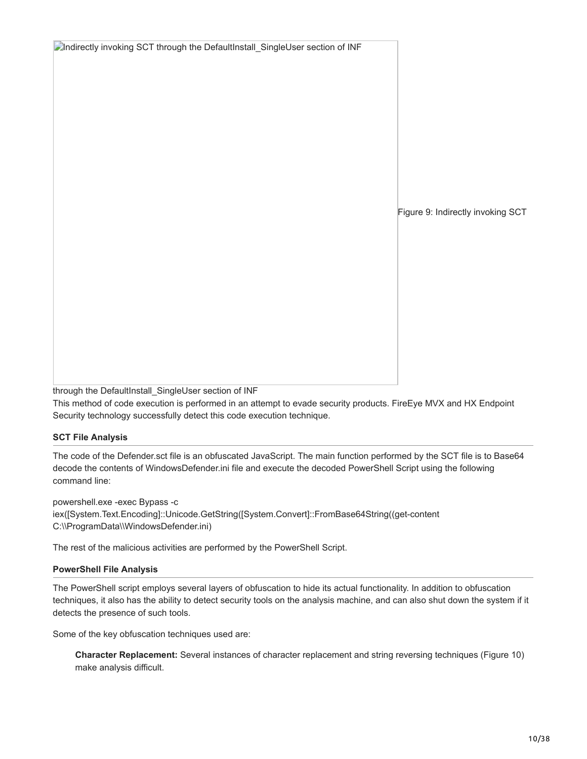![Indirectly invoking SCT through the DefaultInstall_SingleUser section of INF]

Figure 9: Indirectly invoking SCT through the DefaultInstall_SingleUser section of INF

This method of code execution is performed in an attempt to evade security products. FireEye MVX and HX Endpoint Security technology successfully detect this code execution technique.

### SCT File Analysis

The code of the Defender.sct file is an obfuscated JavaScript. The main function performed by the SCT file is to Base64 decode the contents of WindowsDefender.ini file and execute the decoded PowerShell Script using the following command line:

```
powershell.exe -exec Bypass -c
iex([System.Text.Encoding]::Unicode.GetString([System.Convert]::FromBase64String((get-content
C:\\ProgramData\\WindowsDefender.ini)
```

The rest of the malicious activities are performed by the PowerShell Script.

### PowerShell File Analysis

The PowerShell script employs several layers of obfuscation to hide its actual functionality. In addition to obfuscation techniques, it also has the ability to detect security tools on the analysis machine, and can also shut down the system if it detects the presence of such tools.

Some of the key obfuscation techniques used are:

- **Character Replacement:** Several instances of character replacement and string reversing techniques (Figure 10) make analysis difficult.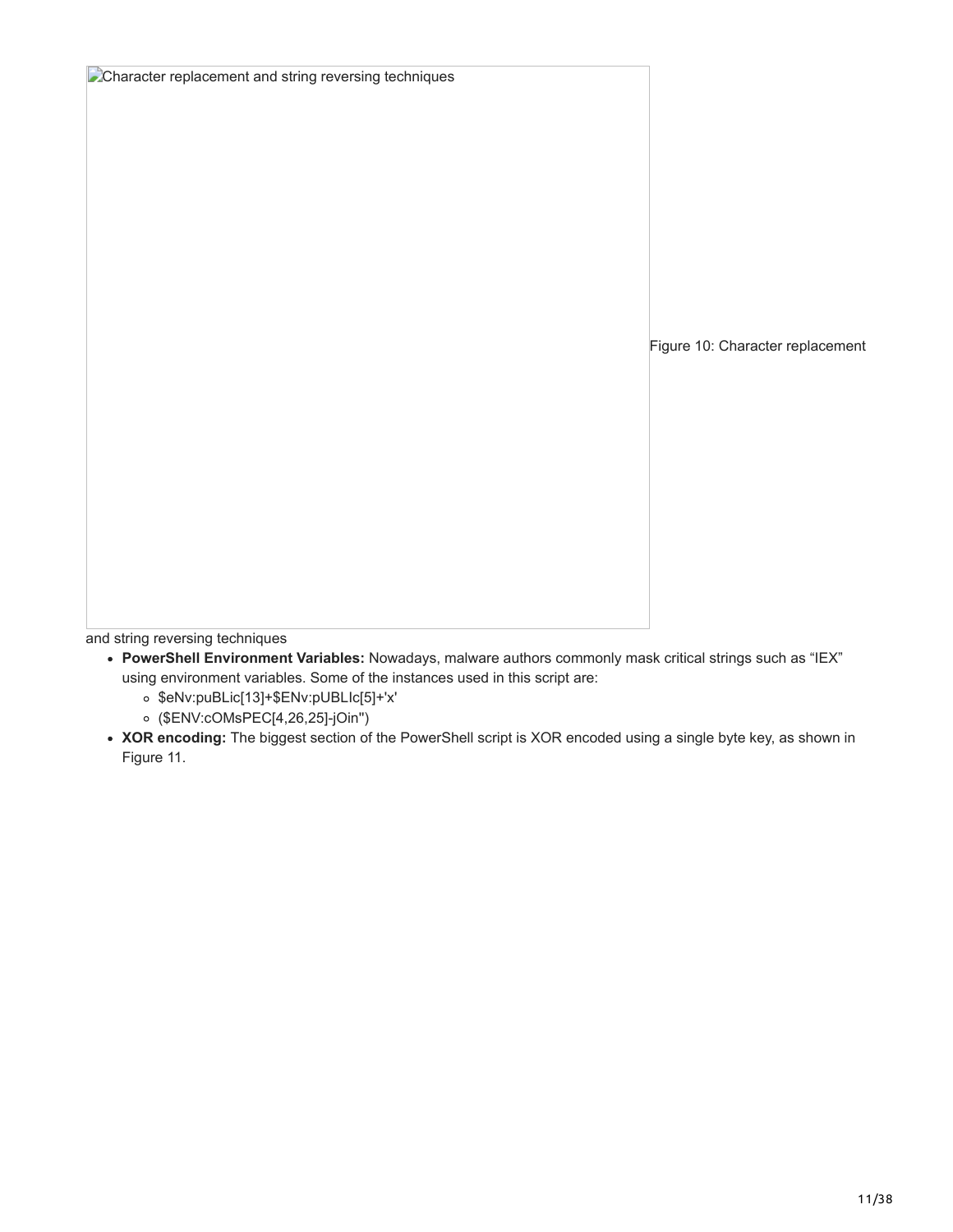Character replacement and string reversing techniques

Figure 10: Character replacement and string reversing techniques

- **PowerShell Environment Variables:** Nowadays, malware authors commonly mask critical strings such as "IEX" using environment variables. Some of the instances used in this script are:
  - $eNv:puBLic[13]+$ENv:pUBLIc[5]+'x'
  - ($ENV:cOMsPEC[4,26,25]-jOin'')
- **XOR encoding:** The biggest section of the PowerShell script is XOR encoded using a single byte key, as shown in Figure 11.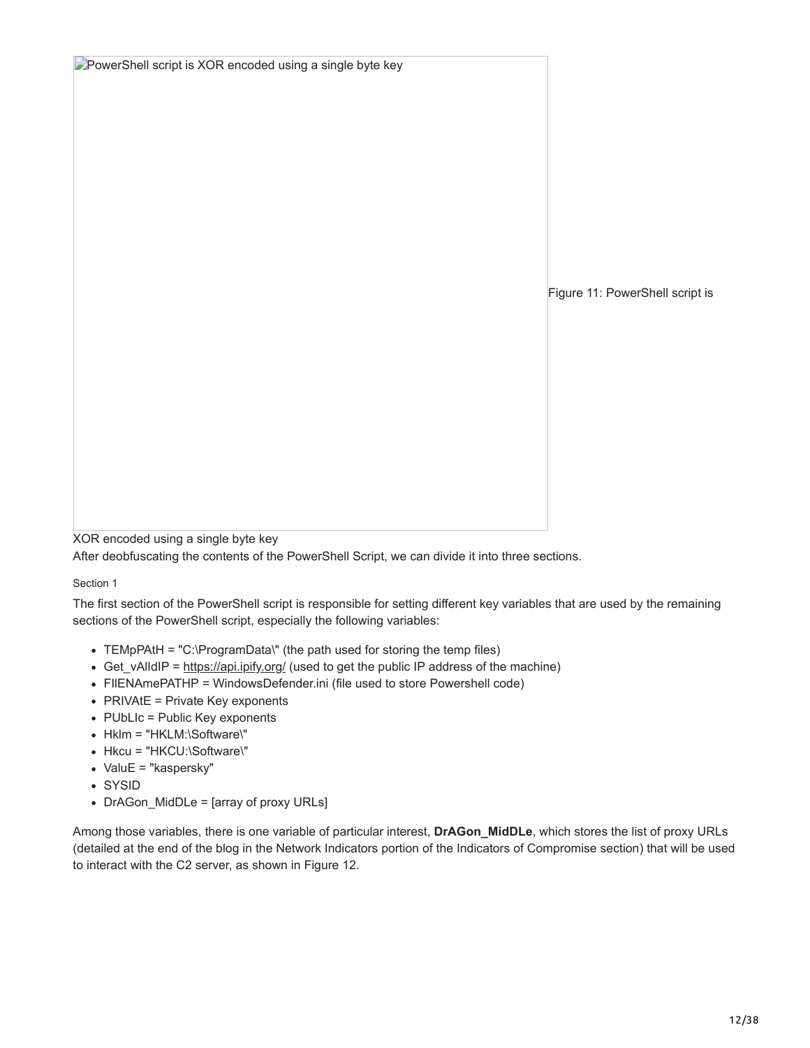PowerShell script is XOR encoded using a single byte key

Figure 11: PowerShell script is XOR encoded using a single byte key

After deobfuscating the contents of the PowerShell Script, we can divide it into three sections.

Section 1

The first section of the PowerShell script is responsible for setting different key variables that are used by the remaining sections of the PowerShell script, especially the following variables:

- TEMpPAtH = "C:\ProgramData\" (the path used for storing the temp files)
- Get_vAlIdIP = https://api.ipify.org/ (used to get the public IP address of the machine)
- FIlENAmePATHP = WindowsDefender.ini (file used to store Powershell code)
- PRIVAtE = Private Key exponents
- PUbLIc = Public Key exponents
- Hklm = "HKLM:\Software\"
- Hkcu = "HKCU:\Software\"
- ValuE = "kaspersky"
- SYSID
- DrAGon_MidDLe = [array of proxy URLs]

Among those variables, there is one variable of particular interest, **DrAGon_MidDLe**, which stores the list of proxy URLs (detailed at the end of the blog in the Network Indicators portion of the Indicators of Compromise section) that will be used to interact with the C2 server, as shown in Figure 12.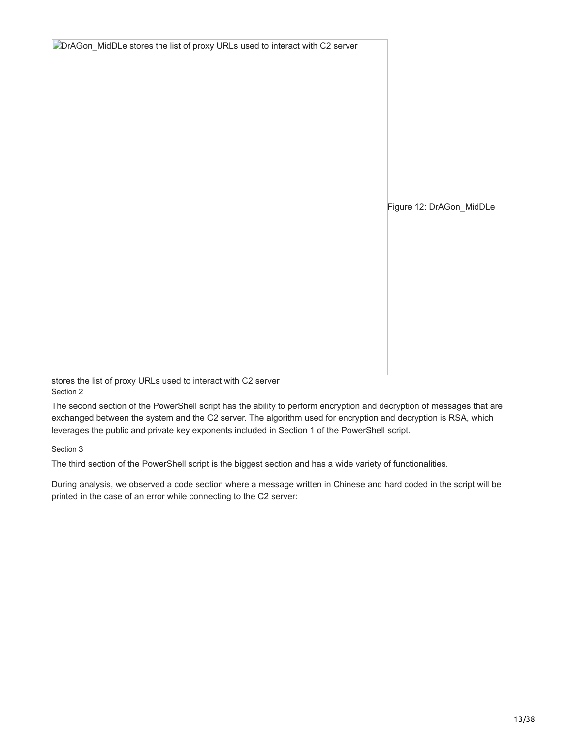DrAGon_MidDLe stores the list of proxy URLs used to interact with C2 server

Figure 12: DrAGon_MidDLe stores the list of proxy URLs used to interact with C2 server

Section 2

The second section of the PowerShell script has the ability to perform encryption and decryption of messages that are exchanged between the system and the C2 server. The algorithm used for encryption and decryption is RSA, which leverages the public and private key exponents included in Section 1 of the PowerShell script.

Section 3

The third section of the PowerShell script is the biggest section and has a wide variety of functionalities.

During analysis, we observed a code section where a message written in Chinese and hard coded in the script will be printed in the case of an error while connecting to the C2 server: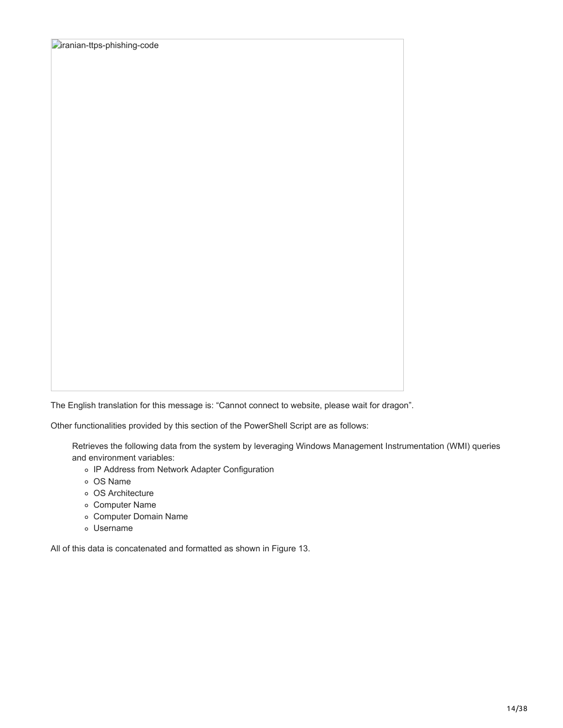The English translation for this message is: "Cannot connect to website, please wait for dragon".

Other functionalities provided by this section of the PowerShell Script are as follows:

Retrieves the following data from the system by leveraging Windows Management Instrumentation (WMI) queries and environment variables:

- IP Address from Network Adapter Configuration
- OS Name
- OS Architecture
- Computer Name
- Computer Domain Name
- Username

All of this data is concatenated and formatted as shown in Figure 13.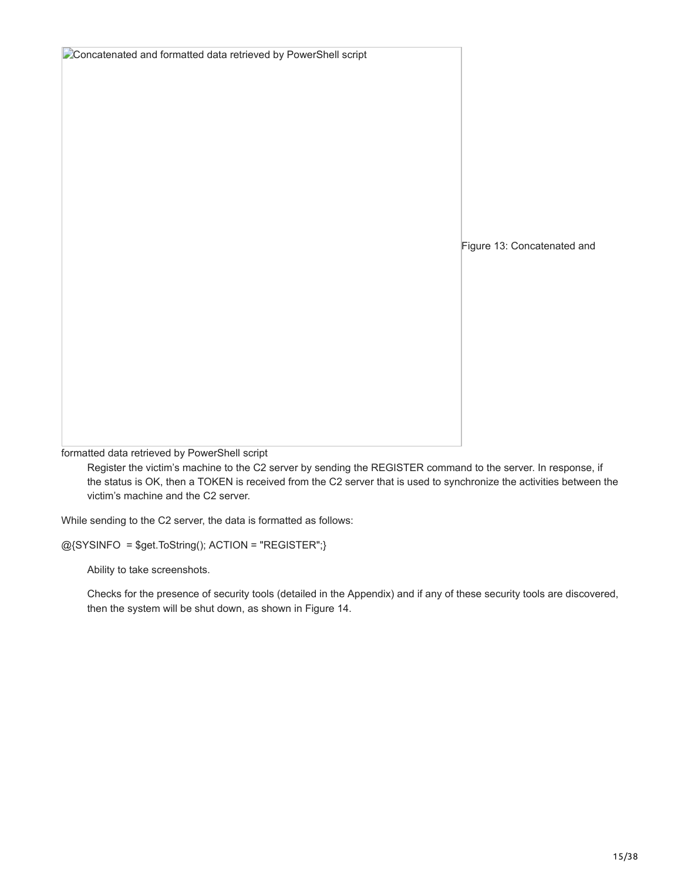Concatenated and formatted data retrieved by PowerShell script

Figure 13: Concatenated and formatted data retrieved by PowerShell script

Register the victim's machine to the C2 server by sending the REGISTER command to the server. In response, if the status is OK, then a TOKEN is received from the C2 server that is used to synchronize the activities between the victim's machine and the C2 server.

While sending to the C2 server, the data is formatted as follows:

```
@{SYSINFO  = $get.ToString(); ACTION = "REGISTER";}
```

Ability to take screenshots.

Checks for the presence of security tools (detailed in the Appendix) and if any of these security tools are discovered, then the system will be shut down, as shown in Figure 14.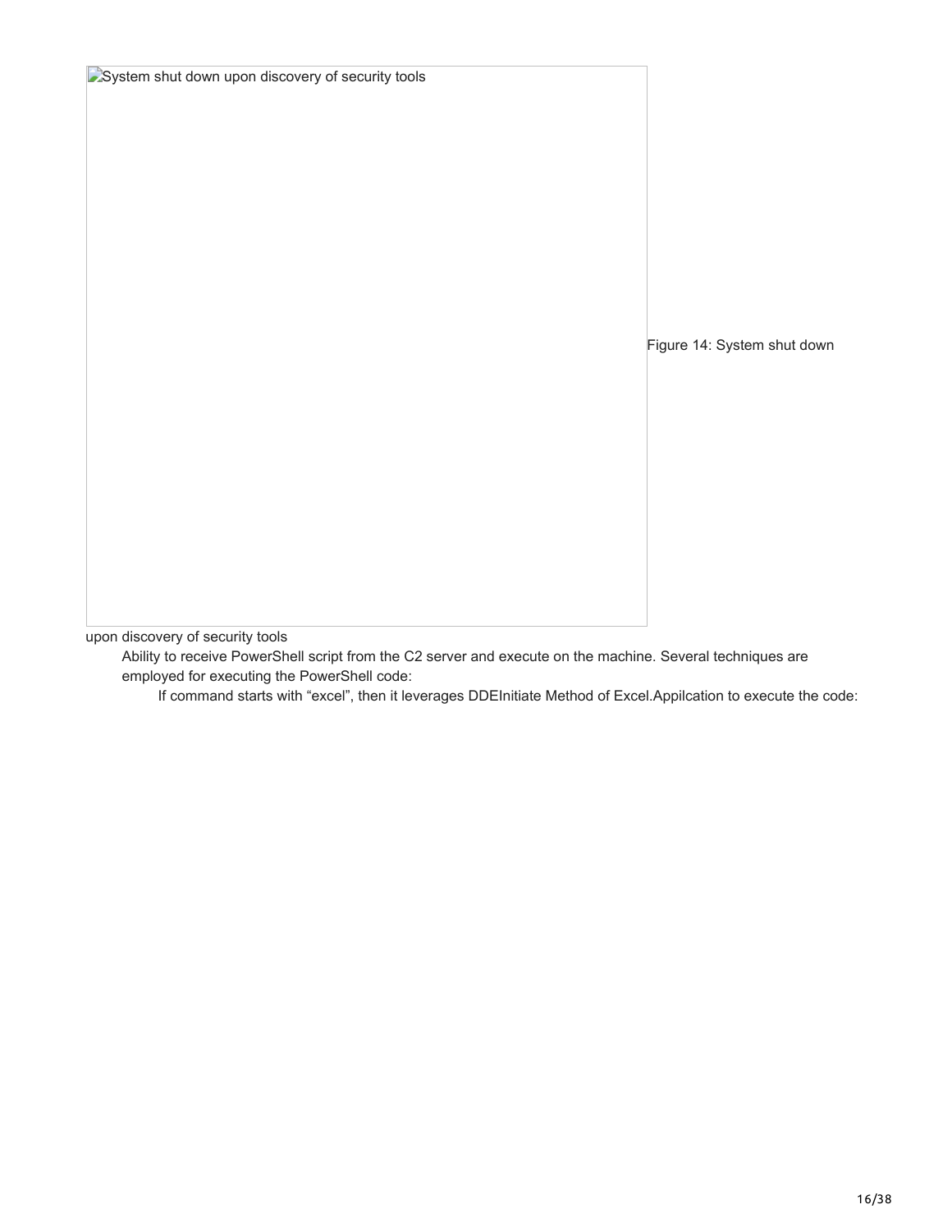System shut down upon discovery of security tools

Figure 14: System shut down upon discovery of security tools

- Ability to receive PowerShell script from the C2 server and execute on the machine. Several techniques are employed for executing the PowerShell code:
  - If command starts with "excel", then it leverages DDEInitiate Method of Excel.Appilcation to execute the code: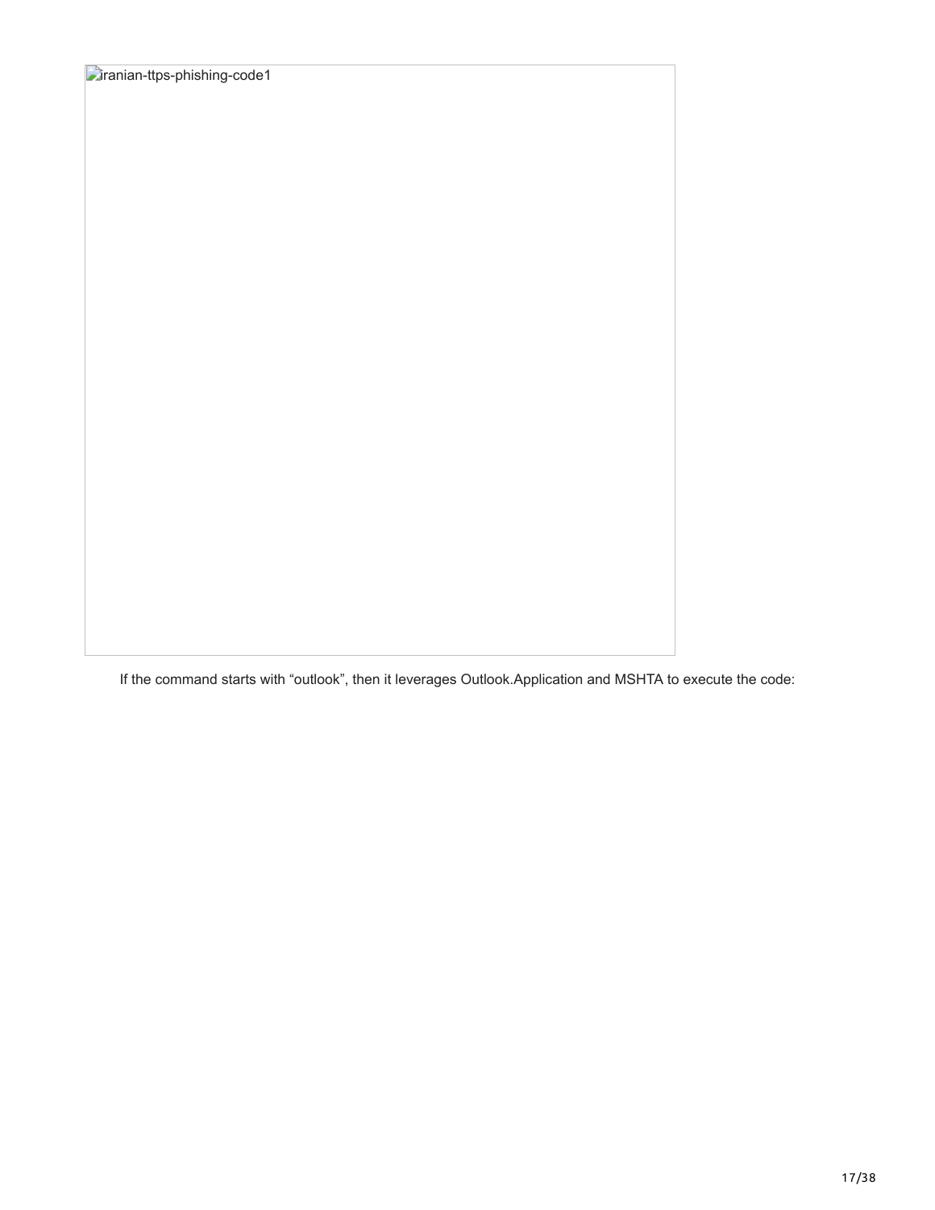iranian-ttps-phishing-code1

If the command starts with “outlook”, then it leverages Outlook.Application and MSHTA to execute the code: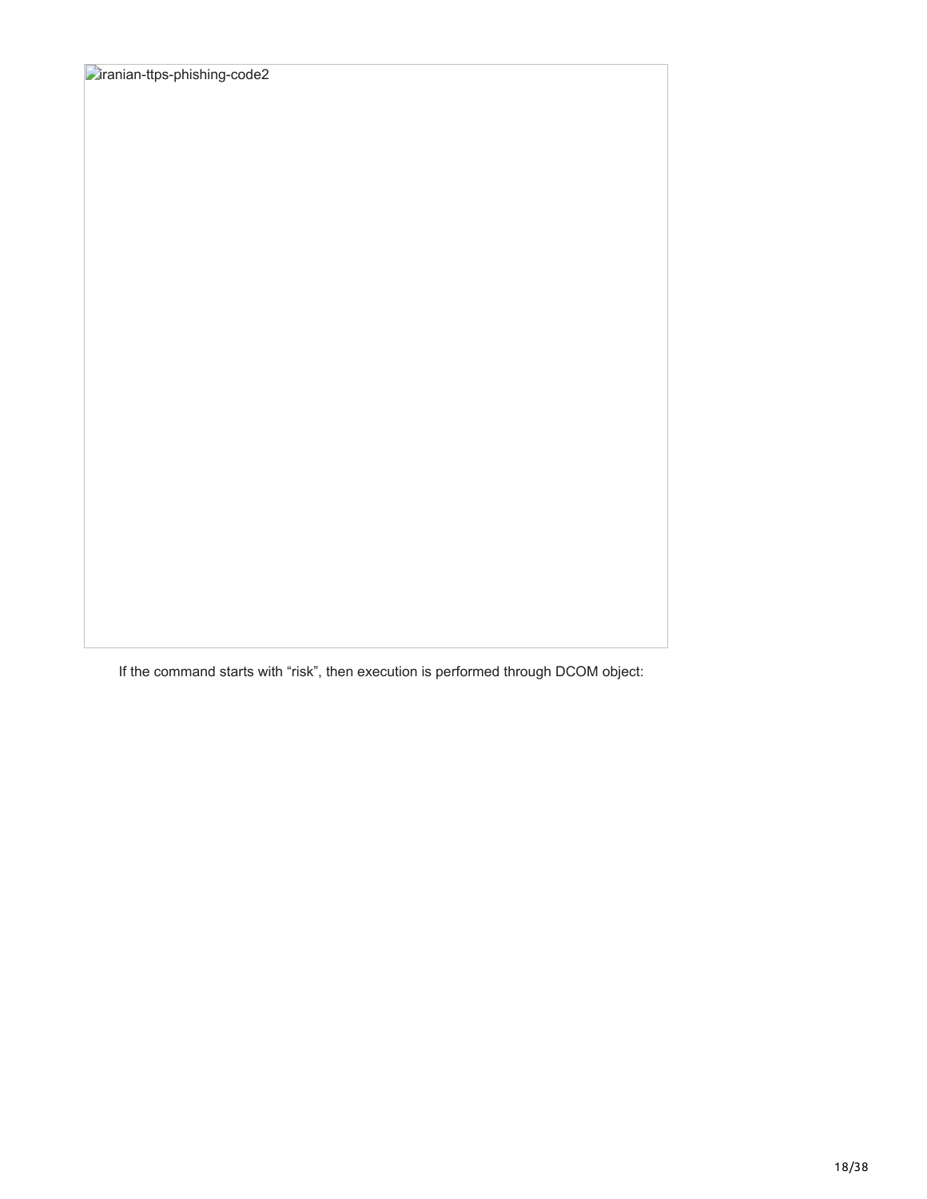iranian-ttps-phishing-code2

If the command starts with “risk”, then execution is performed through DCOM object: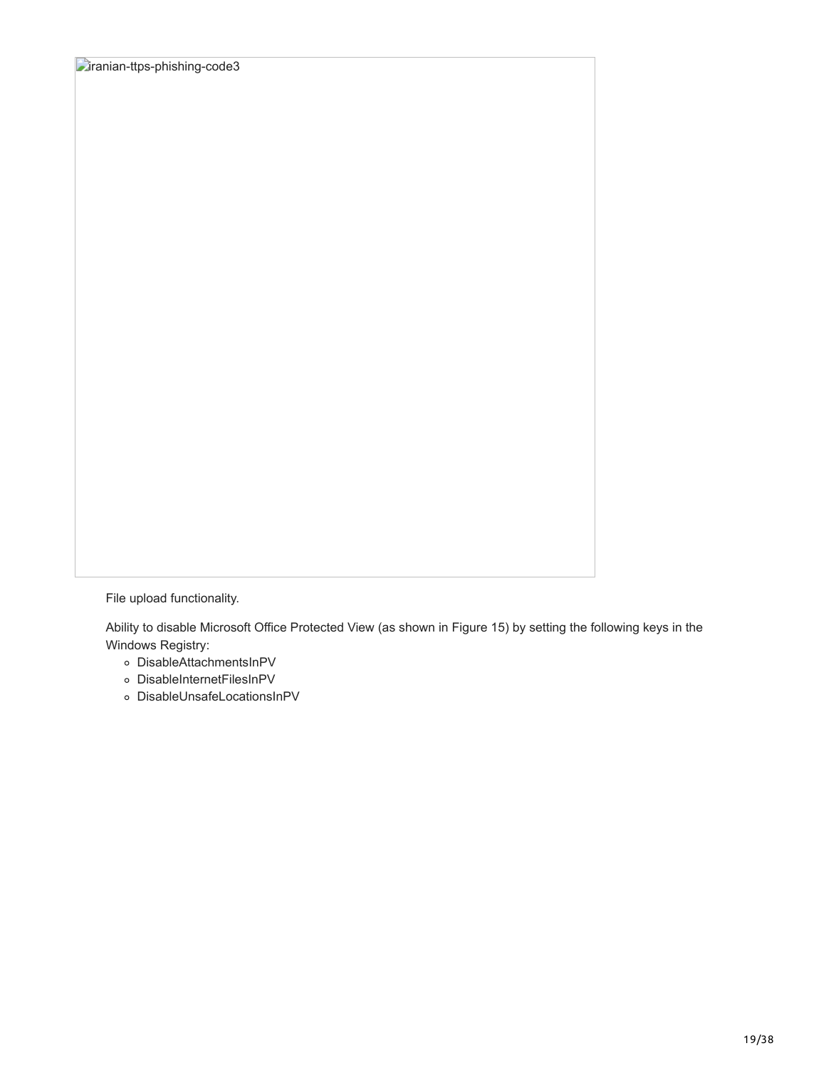iranian-ttps-phishing-code3

File upload functionality.

Ability to disable Microsoft Office Protected View (as shown in Figure 15) by setting the following keys in the Windows Registry:

- DisableAttachmentsInPV
- DisableInternetFilesInPV
- DisableUnsafeLocationsInPV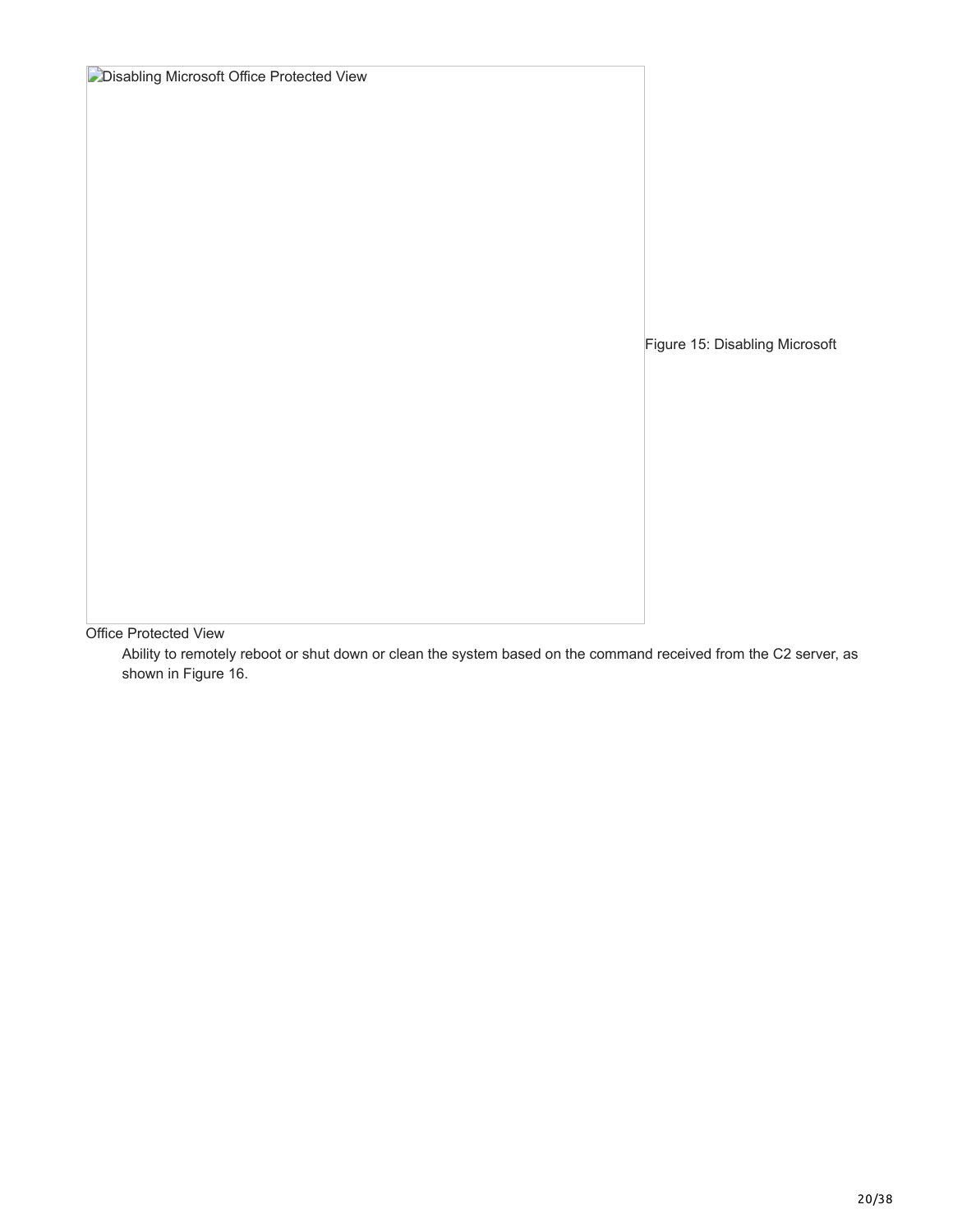Disabling Microsoft Office Protected View

Figure 15: Disabling Microsoft Office Protected View

- Ability to remotely reboot or shut down or clean the system based on the command received from the C2 server, as shown in Figure 16.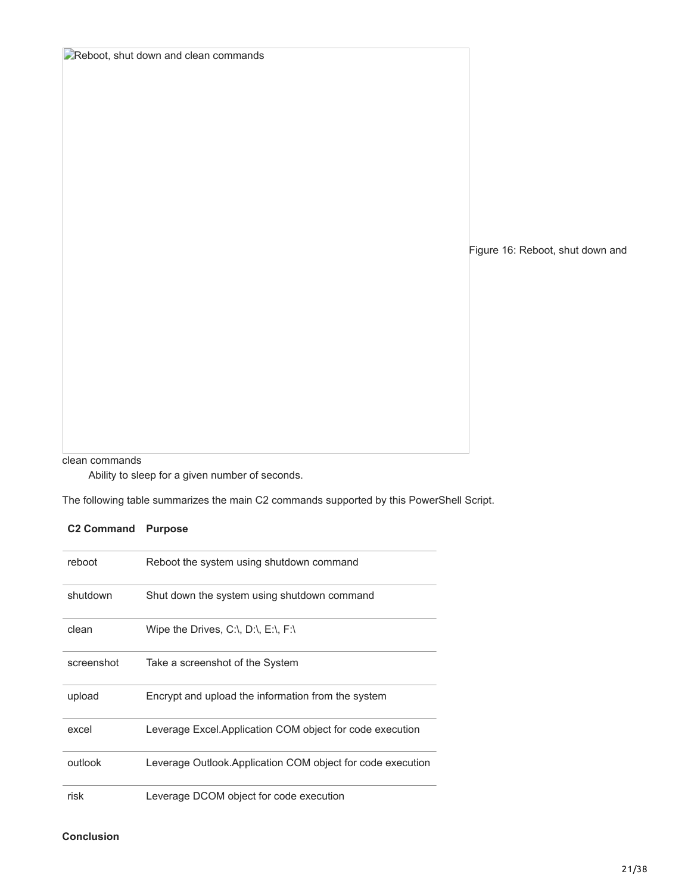Reboot, shut down and clean commands

Figure 16: Reboot, shut down and clean commands

- Ability to sleep for a given number of seconds.

The following table summarizes the main C2 commands supported by this PowerShell Script.

| C2 Command | Purpose |
| --- | --- |
| reboot | Reboot the system using shutdown command |
| shutdown | Shut down the system using shutdown command |
| clean | Wipe the Drives, C:\, D:\, E:\, F:\ |
| screenshot | Take a screenshot of the System |
| upload | Encrypt and upload the information from the system |
| excel | Leverage Excel.Application COM object for code execution |
| outlook | Leverage Outlook.Application COM object for code execution |
| risk | Leverage DCOM object for code execution |

**Conclusion**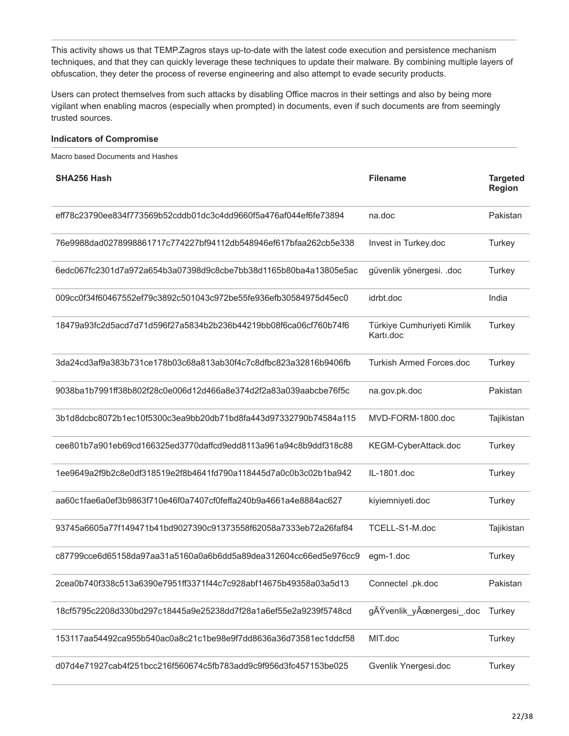This activity shows us that TEMP.Zagros stays up-to-date with the latest code execution and persistence mechanism techniques, and that they can quickly leverage these techniques to update their malware. By combining multiple layers of obfuscation, they deter the process of reverse engineering and also attempt to evade security products.

Users can protect themselves from such attacks by disabling Office macros in their settings and also by being more vigilant when enabling macros (especially when prompted) in documents, even if such documents are from seemingly trusted sources.

**Indicators of Compromise**

Macro based Documents and Hashes

| SHA256 Hash | Filename | Targeted Region |
|---|---|---|
| eff78c23790ee834f773569b52cddb01dc3c4dd9660f5a476af044ef6fe73894 | na.doc | Pakistan |
| 76e9988dad0278998861717c774227bf94112db548946ef617bfaa262cb5e338 | Invest in Turkey.doc | Turkey |
| 6edc067fc2301d7a972a654b3a07398d9c8cbe7bb38d1165b80ba4a13805e5ac | güvenlik yönergesi. .doc | Turkey |
| 009cc0f34f60467552ef79c3892c501043c972be55fe936efb30584975d45ec0 | idrbt.doc | India |
| 18479a93fc2d5acd7d71d596f27a5834b2b236b44219bb08f6ca06cf760b74f6 | Türkiye Cumhuriyeti Kimlik Kartı.doc | Turkey |
| 3da24cd3af9a383b731ce178b03c68a813ab30f4c7c8dfbc823a32816b9406fb | Turkish Armed Forces.doc | Turkey |
| 9038ba1b7991ff38b802f28c0e006d12d466a8e374d2f2a83a039aabcbe76f5c | na.gov.pk.doc | Pakistan |
| 3b1d8dcbc8072b1ec10f5300c3ea9bb20db71bd8fa443d97332790b74584a115 | MVD-FORM-1800.doc | Tajikistan |
| cee801b7a901eb69cd166325ed3770daffcd9edd8113a961a94c8b9ddf318c88 | KEGM-CyberAttack.doc | Turkey |
| 1ee9649a2f9b2c8e0df318519e2f8b4641fd790a118445d7a0c0b3c02b1ba942 | IL-1801.doc | Turkey |
| aa60c1fae6a0ef3b9863f710e46f0a7407cf0feffa240b9a4661a4e8884ac627 | kiyiemniyeti.doc | Turkey |
| 93745a6605a77f149471b41bd9027390c91373558f62058a7333eb72a26faf84 | TCELL-S1-M.doc | Tajikistan |
| c87799cce6d65158da97aa31a5160a0a6b6dd5a89dea312604cc66ed5e976cc9 | egm-1.doc | Turkey |
| 2cea0b740f338c513a6390e7951ff3371f44c7c928abf14675b49358a03a5d13 | Connectel .pk.doc | Pakistan |
| 18cf5795c2208d330bd297c18445a9e25238dd7f28a1a6ef55e2a9239f5748cd | gÃŸvenlik_yÃ¶nergesi_.doc | Turkey |
| 153117aa54492ca955b540ac0a8c21c1be98e9f7dd8636a36d73581ec1ddcf58 | MIT.doc | Turkey |
| d07d4e71927cab4f251bcc216f560674c5fb783add9c9f956d3fc457153be025 | Gvenlik Ynergesi.doc | Turkey |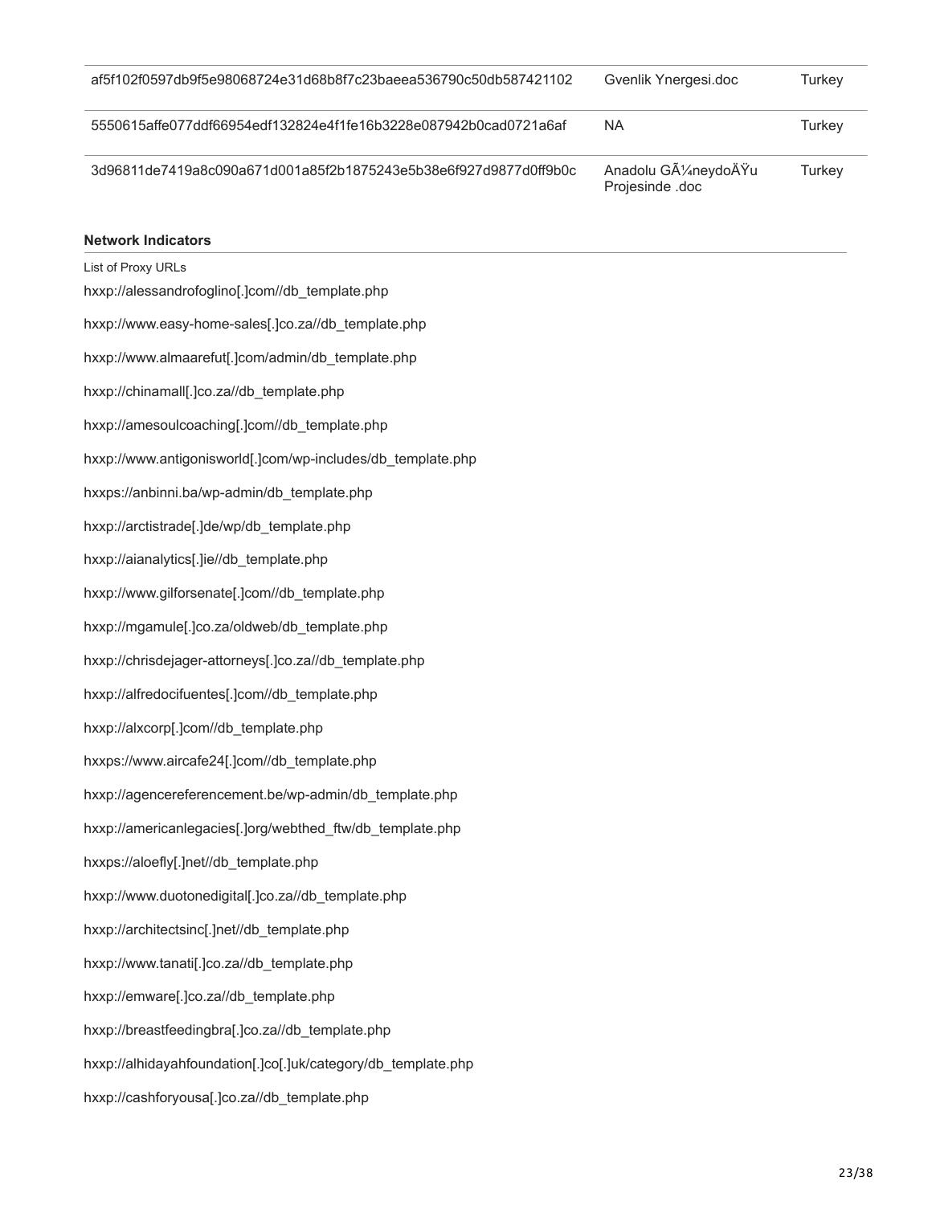| | | |
|---|---|---|
| af5f102f0597db9f5e98068724e31d68b8f7c23baeea536790c50db587421102 | Gvenlik Ynergesi.doc | Turkey |
| 5550615affe077ddf66954edf132824e4f1fe16b3228e087942b0cad0721a6af | NA | Turkey |
| 3d96811de7419a8c090a671d001a85f2b1875243e5b38e6f927d9877d0ff9b0c | Anadolu GÃ¼neydoÄŸu Projesinde .doc | Turkey |

**Network Indicators**

List of Proxy URLs

hxxp://alessandrofoglino[.]com//db_template.php

hxxp://www.easy-home-sales[.]co.za//db_template.php

hxxp://www.almaarefut[.]com/admin/db_template.php

hxxp://chinamall[.]co.za//db_template.php

hxxp://amesoulcoaching[.]com//db_template.php

hxxp://www.antigonisworld[.]com/wp-includes/db_template.php

hxxps://anbinni.ba/wp-admin/db_template.php

hxxp://arctistrade[.]de/wp/db_template.php

hxxp://aianalytics[.]ie//db_template.php

hxxp://www.gilforsenate[.]com//db_template.php

hxxp://mgamule[.]co.za/oldweb/db_template.php

hxxp://chrisdejager-attorneys[.]co.za//db_template.php

hxxp://alfredocifuentes[.]com//db_template.php

hxxp://alxcorp[.]com//db_template.php

hxxps://www.aircafe24[.]com//db_template.php

hxxp://agencereferencement.be/wp-admin/db_template.php

hxxp://americanlegacies[.]org/webthed_ftw/db_template.php

hxxps://aloefly[.]net//db_template.php

hxxp://www.duotonedigital[.]co.za//db_template.php

hxxp://architectsinc[.]net//db_template.php

hxxp://www.tanati[.]co.za//db_template.php

hxxp://emware[.]co.za//db_template.php

hxxp://breastfeedingbra[.]co.za//db_template.php

hxxp://alhidayahfoundation[.]co[.]uk/category/db_template.php

hxxp://cashforyousa[.]co.za//db_template.php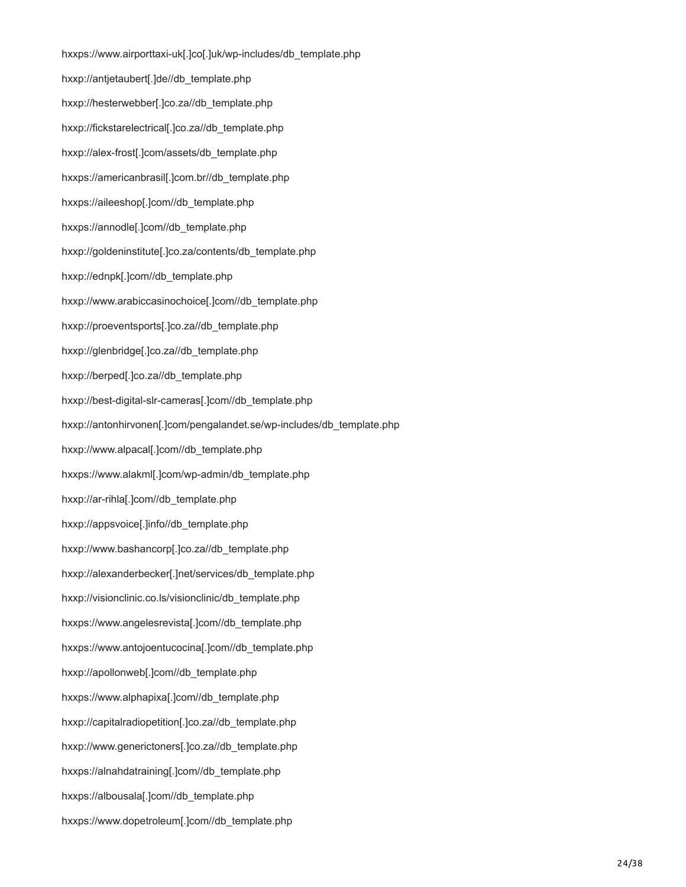hxxps://www.airporttaxi-uk[.]co[.]uk/wp-includes/db_template.php

hxxp://antjetaubert[.]de//db_template.php

hxxp://hesterwebber[.]co.za//db_template.php

hxxp://fickstarelectrical[.]co.za//db_template.php

hxxp://alex-frost[.]com/assets/db_template.php

hxxps://americanbrasil[.]com.br//db_template.php

hxxps://aileeshop[.]com//db_template.php

hxxps://annodle[.]com//db_template.php

hxxp://goldeninstitute[.]co.za/contents/db_template.php

hxxp://ednpk[.]com//db_template.php

hxxp://www.arabiccasinochoice[.]com//db_template.php

hxxp://proeventsports[.]co.za//db_template.php

hxxp://glenbridge[.]co.za//db_template.php

hxxp://berped[.]co.za//db_template.php

hxxp://best-digital-slr-cameras[.]com//db_template.php

hxxp://antonhirvonen[.]com/pengalandet.se/wp-includes/db_template.php

hxxp://www.alpacal[.]com//db_template.php

hxxps://www.alakml[.]com/wp-admin/db_template.php

hxxp://ar-rihla[.]com//db_template.php

hxxp://appsvoice[.]info//db_template.php

hxxp://www.bashancorp[.]co.za//db_template.php

hxxp://alexanderbecker[.]net/services/db_template.php

hxxp://visionclinic.co.ls/visionclinic/db_template.php

hxxps://www.angelesrevista[.]com//db_template.php

hxxps://www.antojoentucocina[.]com//db_template.php

hxxp://apollonweb[.]com//db_template.php

hxxps://www.alphapixa[.]com//db_template.php

hxxp://capitalradiopetition[.]co.za//db_template.php

hxxp://www.generictoners[.]co.za//db_template.php

hxxps://alnahdatraining[.]com//db_template.php

hxxps://albousala[.]com//db_template.php

hxxps://www.dopetroleum[.]com//db_template.php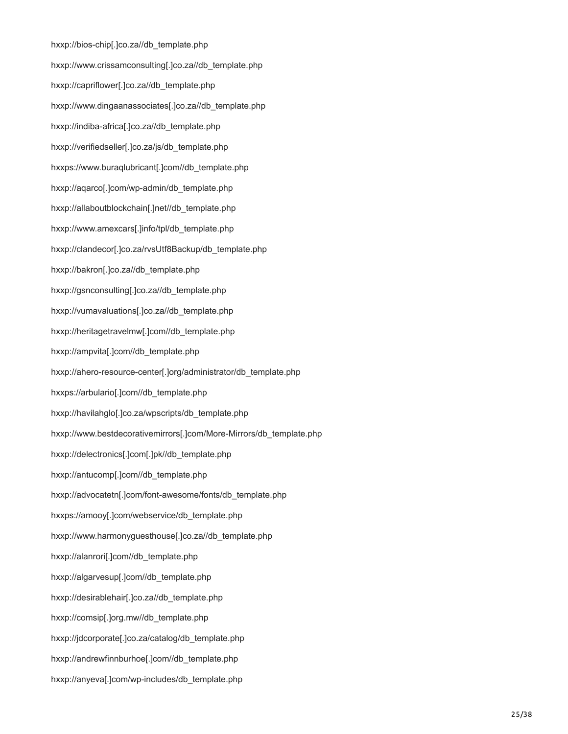hxxp://bios-chip[.]co.za//db_template.php

hxxp://www.crissamconsulting[.]co.za//db_template.php

hxxp://capriflower[.]co.za//db_template.php

hxxp://www.dingaanassociates[.]co.za//db_template.php

hxxp://indiba-africa[.]co.za//db_template.php

hxxp://verifiedseller[.]co.za/js/db_template.php

hxxps://www.buraqlubricant[.]com//db_template.php

hxxp://aqarco[.]com/wp-admin/db_template.php

hxxp://allaboutblockchain[.]net//db_template.php

hxxp://www.amexcars[.]info/tpl/db_template.php

hxxp://clandecor[.]co.za/rvsUtf8Backup/db_template.php

hxxp://bakron[.]co.za//db_template.php

hxxp://gsnconsulting[.]co.za//db_template.php

hxxp://vumavaluations[.]co.za//db_template.php

hxxp://heritagetravelmw[.]com//db_template.php

hxxp://ampvita[.]com//db_template.php

hxxp://ahero-resource-center[.]org/administrator/db_template.php

hxxps://arbulario[.]com//db_template.php

hxxp://havilahglo[.]co.za/wpscripts/db_template.php

hxxp://www.bestdecorativemirrors[.]com/More-Mirrors/db_template.php

hxxp://delectronics[.]com[.]pk//db_template.php

hxxp://antucomp[.]com//db_template.php

hxxp://advocatetn[.]com/font-awesome/fonts/db_template.php

hxxps://amooy[.]com/webservice/db_template.php

hxxp://www.harmonyguesthouse[.]co.za//db_template.php

hxxp://alanrori[.]com//db_template.php

hxxp://algarvesup[.]com//db_template.php

hxxp://desirablehair[.]co.za//db_template.php

hxxp://comsip[.]org.mw//db_template.php

hxxp://jdcorporate[.]co.za/catalog/db_template.php

hxxp://andrewfinnburhoe[.]com//db_template.php

hxxp://anyeva[.]com/wp-includes/db_template.php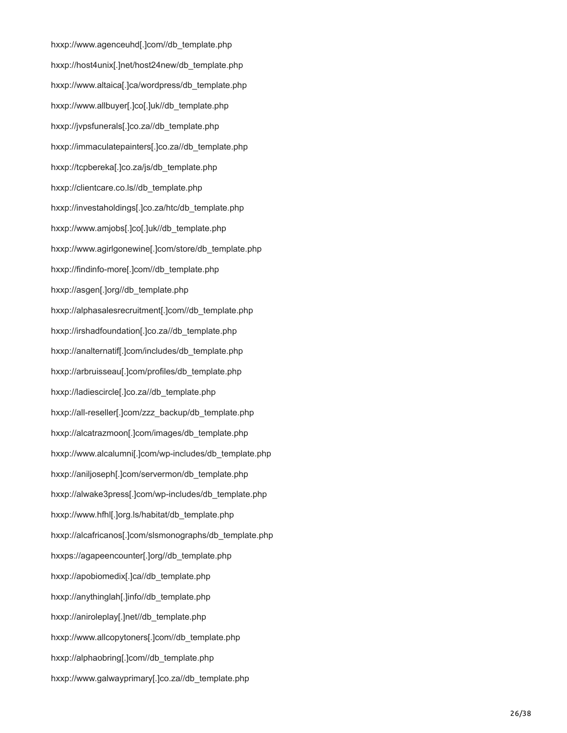hxxp://www.agenceuhd[.]com//db_template.php

hxxp://host4unix[.]net/host24new/db_template.php

hxxp://www.altaica[.]ca/wordpress/db_template.php

hxxp://www.allbuyer[.]co[.]uk//db_template.php

hxxp://jvpsfunerals[.]co.za//db_template.php

hxxp://immaculatepainters[.]co.za//db_template.php

hxxp://tcpbereka[.]co.za/js/db_template.php

hxxp://clientcare.co.ls//db_template.php

hxxp://investaholdings[.]co.za/htc/db_template.php

hxxp://www.amjobs[.]co[.]uk//db_template.php

hxxp://www.agirlgonewine[.]com/store/db_template.php

hxxp://findinfo-more[.]com//db_template.php

hxxp://asgen[.]org//db_template.php

hxxp://alphasalesrecruitment[.]com//db_template.php

hxxp://irshadfoundation[.]co.za//db_template.php

hxxp://analternatif[.]com/includes/db_template.php

hxxp://arbruisseau[.]com/profiles/db_template.php

hxxp://ladiescircle[.]co.za//db_template.php

hxxp://all-reseller[.]com/zzz_backup/db_template.php

hxxp://alcatrazmoon[.]com/images/db_template.php

hxxp://www.alcalumni[.]com/wp-includes/db_template.php

hxxp://aniljoseph[.]com/servermon/db_template.php

hxxp://alwake3press[.]com/wp-includes/db_template.php

hxxp://www.hfhl[.]org.ls/habitat/db_template.php

hxxp://alcafricanos[.]com/slsmonographs/db_template.php

hxxps://agapeencounter[.]org//db_template.php

hxxp://apobiomedix[.]ca//db_template.php

hxxp://anythinglah[.]info//db_template.php

hxxp://aniroleplay[.]net//db_template.php

hxxp://www.allcopytoners[.]com//db_template.php

hxxp://alphaobring[.]com//db_template.php

hxxp://www.galwayprimary[.]co.za//db_template.php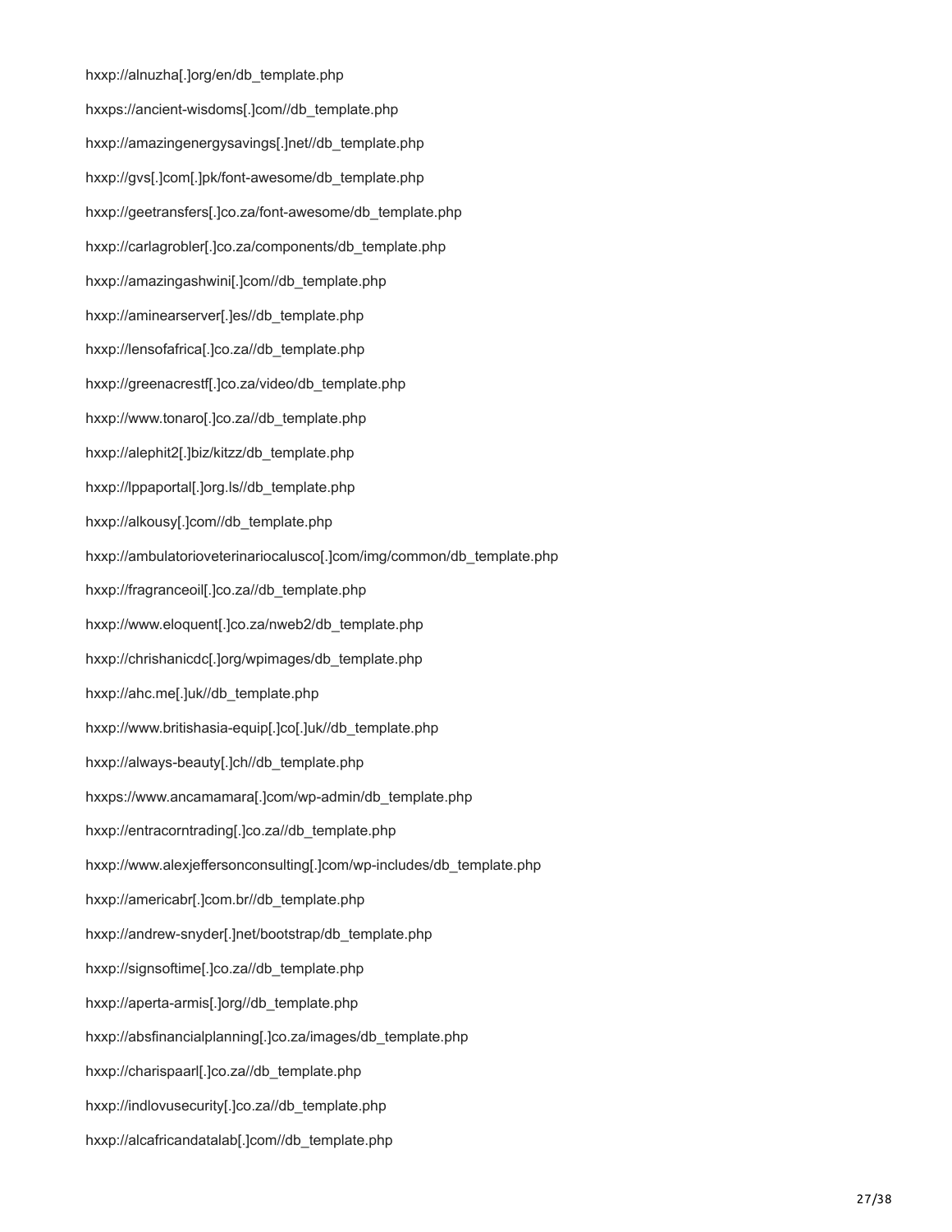hxxp://alnuzha[.]org/en/db_template.php

hxxps://ancient-wisdoms[.]com//db_template.php

hxxp://amazingenergysavings[.]net//db_template.php

hxxp://gvs[.]com[.]pk/font-awesome/db_template.php

hxxp://geetransfers[.]co.za/font-awesome/db_template.php

hxxp://carlagrobler[.]co.za/components/db_template.php

hxxp://amazingashwini[.]com//db_template.php

hxxp://aminearserver[.]es//db_template.php

hxxp://lensofafrica[.]co.za//db_template.php

hxxp://greenacrestf[.]co.za/video/db_template.php

hxxp://www.tonaro[.]co.za//db_template.php

hxxp://alephit2[.]biz/kitzz/db_template.php

hxxp://lppaportal[.]org.ls//db_template.php

hxxp://alkousy[.]com//db_template.php

hxxp://ambulatorioveterinariocalusco[.]com/img/common/db_template.php

hxxp://fragranceoil[.]co.za//db_template.php

hxxp://www.eloquent[.]co.za/nweb2/db_template.php

hxxp://chrishanicdc[.]org/wpimages/db_template.php

hxxp://ahc.me[.]uk//db_template.php

hxxp://www.britishasia-equip[.]co[.]uk//db_template.php

hxxp://always-beauty[.]ch//db_template.php

hxxps://www.ancamamara[.]com/wp-admin/db_template.php

hxxp://entracorntrading[.]co.za//db_template.php

hxxp://www.alexjeffersonconsulting[.]com/wp-includes/db_template.php

hxxp://americabr[.]com.br//db_template.php

hxxp://andrew-snyder[.]net/bootstrap/db_template.php

hxxp://signsoftime[.]co.za//db_template.php

hxxp://aperta-armis[.]org//db_template.php

hxxp://absfinancialplanning[.]co.za/images/db_template.php

hxxp://charispaarl[.]co.za//db_template.php

hxxp://indlovusecurity[.]co.za//db_template.php

hxxp://alcafricandatalab[.]com//db_template.php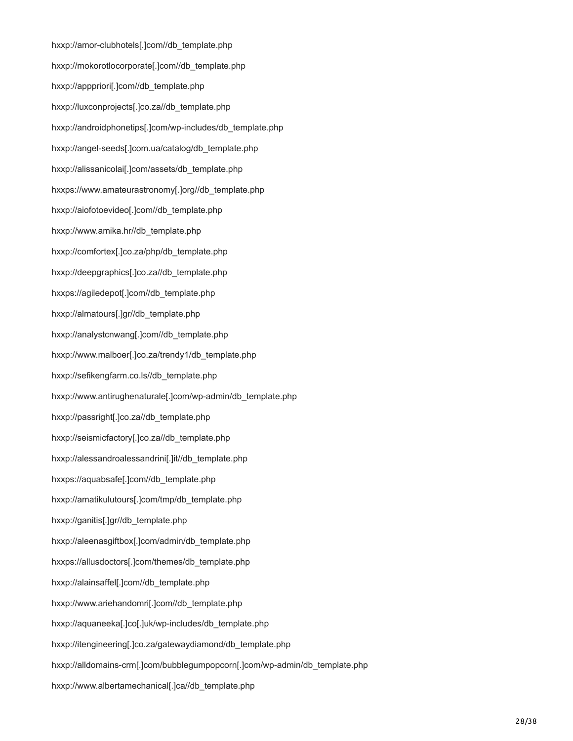hxxp://amor-clubhotels[.]com//db_template.php

hxxp://mokorotlocorporate[.]com//db_template.php

hxxp://apppriori[.]com//db_template.php

hxxp://luxconprojects[.]co.za//db_template.php

hxxp://androidphonetips[.]com/wp-includes/db_template.php

hxxp://angel-seeds[.]com.ua/catalog/db_template.php

hxxp://alissanicolai[.]com/assets/db_template.php

hxxps://www.amateurastronomy[.]org//db_template.php

hxxp://aiofotoevideo[.]com//db_template.php

hxxp://www.amika.hr//db_template.php

hxxp://comfortex[.]co.za/php/db_template.php

hxxp://deepgraphics[.]co.za//db_template.php

hxxps://agiledepot[.]com//db_template.php

hxxp://almatours[.]gr//db_template.php

hxxp://analystcnwang[.]com//db_template.php

hxxp://www.malboer[.]co.za/trendy1/db_template.php

hxxp://sefikengfarm.co.ls//db_template.php

hxxp://www.antirughenaturale[.]com/wp-admin/db_template.php

hxxp://passright[.]co.za//db_template.php

hxxp://seismicfactory[.]co.za//db_template.php

hxxp://alessandroalessandrini[.]it//db_template.php

hxxps://aquabsafe[.]com//db_template.php

hxxp://amatikulutours[.]com/tmp/db_template.php

hxxp://ganitis[.]gr//db_template.php

hxxp://aleenasgiftbox[.]com/admin/db_template.php

hxxps://allusdoctors[.]com/themes/db_template.php

hxxp://alainsaffel[.]com//db_template.php

hxxp://www.ariehandomri[.]com//db_template.php

hxxp://aquaneeka[.]co[.]uk/wp-includes/db_template.php

hxxp://itengineering[.]co.za/gatewaydiamond/db_template.php

hxxp://alldomains-crm[.]com/bubblegumpopcorn[.]com/wp-admin/db_template.php

hxxp://www.albertamechanical[.]ca//db_template.php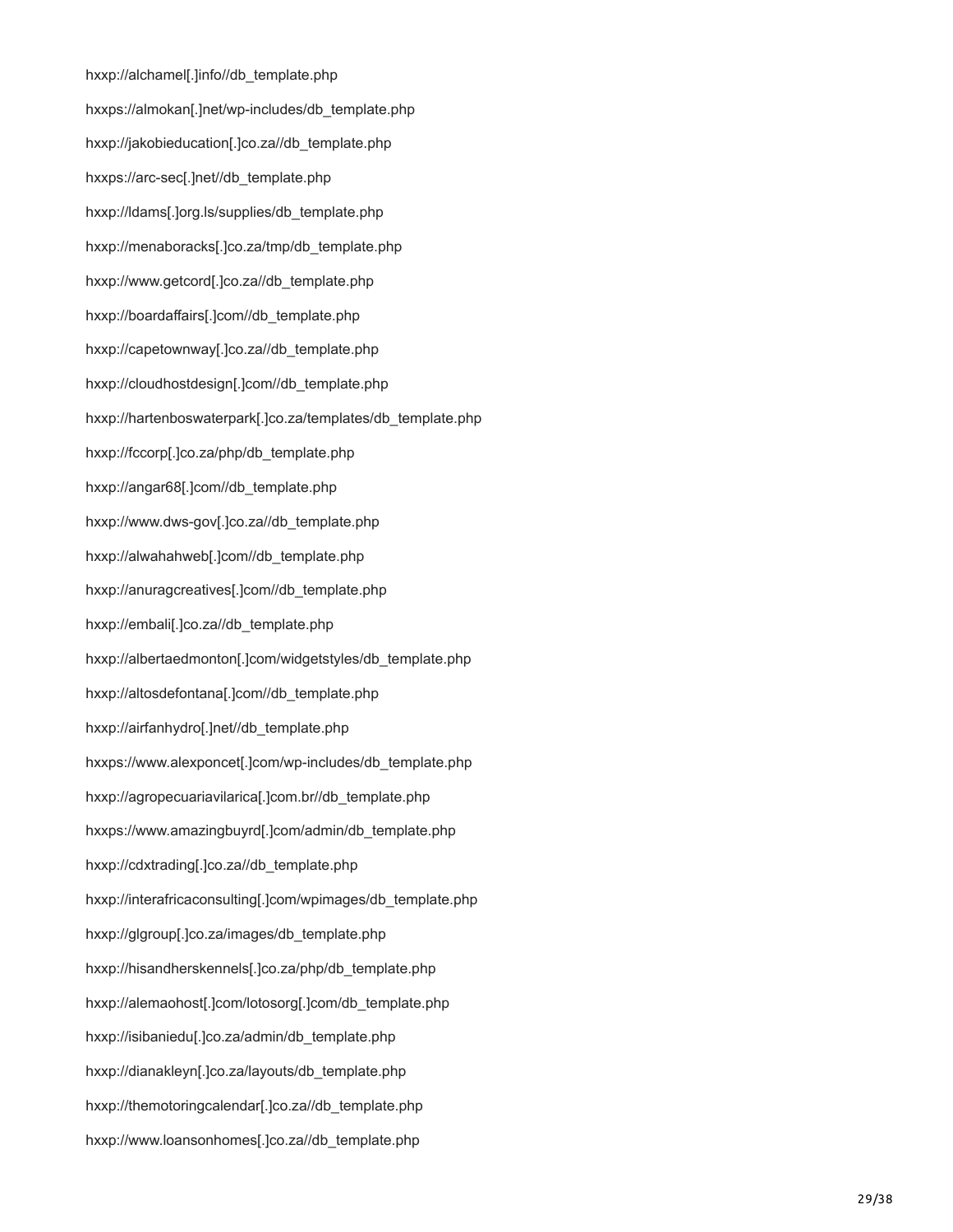hxxp://alchamel[.]info//db_template.php

hxxps://almokan[.]net/wp-includes/db_template.php

hxxp://jakobieducation[.]co.za//db_template.php

hxxps://arc-sec[.]net//db_template.php

hxxp://ldams[.]org.ls/supplies/db_template.php

hxxp://menaboracks[.]co.za/tmp/db_template.php

hxxp://www.getcord[.]co.za//db_template.php

hxxp://boardaffairs[.]com//db_template.php

hxxp://capetownway[.]co.za//db_template.php

hxxp://cloudhostdesign[.]com//db_template.php

hxxp://hartenboswaterpark[.]co.za/templates/db_template.php

hxxp://fccorp[.]co.za/php/db_template.php

hxxp://angar68[.]com//db_template.php

hxxp://www.dws-gov[.]co.za//db_template.php

hxxp://alwahahweb[.]com//db_template.php

hxxp://anuragcreatives[.]com//db_template.php

hxxp://embali[.]co.za//db_template.php

hxxp://albertaedmonton[.]com/widgetstyles/db_template.php

hxxp://altosdefontana[.]com//db_template.php

hxxp://airfanhydro[.]net//db_template.php

hxxps://www.alexponcet[.]com/wp-includes/db_template.php

hxxp://agropecuariavilarica[.]com.br//db_template.php

hxxps://www.amazingbuyrd[.]com/admin/db_template.php

hxxp://cdxtrading[.]co.za//db_template.php

hxxp://interafricaconsulting[.]com/wpimages/db_template.php

hxxp://glgroup[.]co.za/images/db_template.php

hxxp://hisandherskennels[.]co.za/php/db_template.php

hxxp://alemaohost[.]com/lotosorg[.]com/db_template.php

hxxp://isibaniedu[.]co.za/admin/db_template.php

hxxp://dianakleyn[.]co.za/layouts/db_template.php

hxxp://themotoringcalendar[.]co.za//db_template.php

hxxp://www.loansonhomes[.]co.za//db_template.php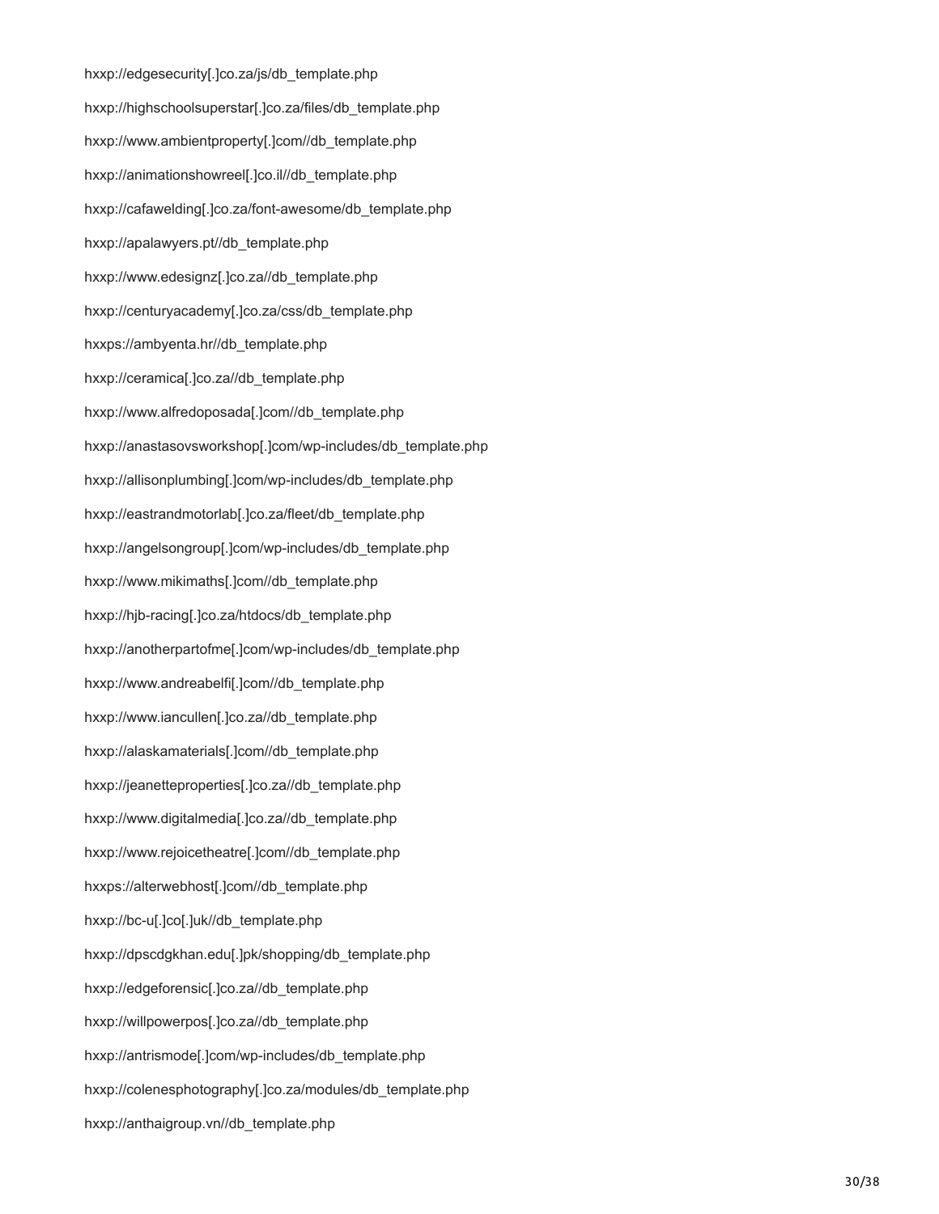hxxp://edgesecurity[.]co.za/js/db_template.php

hxxp://highschoolsuperstar[.]co.za/files/db_template.php

hxxp://www.ambientproperty[.]com//db_template.php

hxxp://animationshowreel[.]co.il//db_template.php

hxxp://cafawelding[.]co.za/font-awesome/db_template.php

hxxp://apalawyers.pt//db_template.php

hxxp://www.edesignz[.]co.za//db_template.php

hxxp://centuryacademy[.]co.za/css/db_template.php

hxxps://ambyenta.hr//db_template.php

hxxp://ceramica[.]co.za//db_template.php

hxxp://www.alfredoposada[.]com//db_template.php

hxxp://anastasovsworkshop[.]com/wp-includes/db_template.php

hxxp://allisonplumbing[.]com/wp-includes/db_template.php

hxxp://eastrandmotorlab[.]co.za/fleet/db_template.php

hxxp://angelsongroup[.]com/wp-includes/db_template.php

hxxp://www.mikimaths[.]com//db_template.php

hxxp://hjb-racing[.]co.za/htdocs/db_template.php

hxxp://anotherpartofme[.]com/wp-includes/db_template.php

hxxp://www.andreabelfi[.]com//db_template.php

hxxp://www.iancullen[.]co.za//db_template.php

hxxp://alaskamaterials[.]com//db_template.php

hxxp://jeanetteproperties[.]co.za//db_template.php

hxxp://www.digitalmedia[.]co.za//db_template.php

hxxp://www.rejoicetheatre[.]com//db_template.php

hxxps://alterwebhost[.]com//db_template.php

hxxp://bc-u[.]co[.]uk//db_template.php

hxxp://dpscdgkhan.edu[.]pk/shopping/db_template.php

hxxp://edgeforensic[.]co.za//db_template.php

hxxp://willpowerpos[.]co.za//db_template.php

hxxp://antrismode[.]com/wp-includes/db_template.php

hxxp://colenesphotography[.]co.za/modules/db_template.php

hxxp://anthaigroup.vn//db_template.php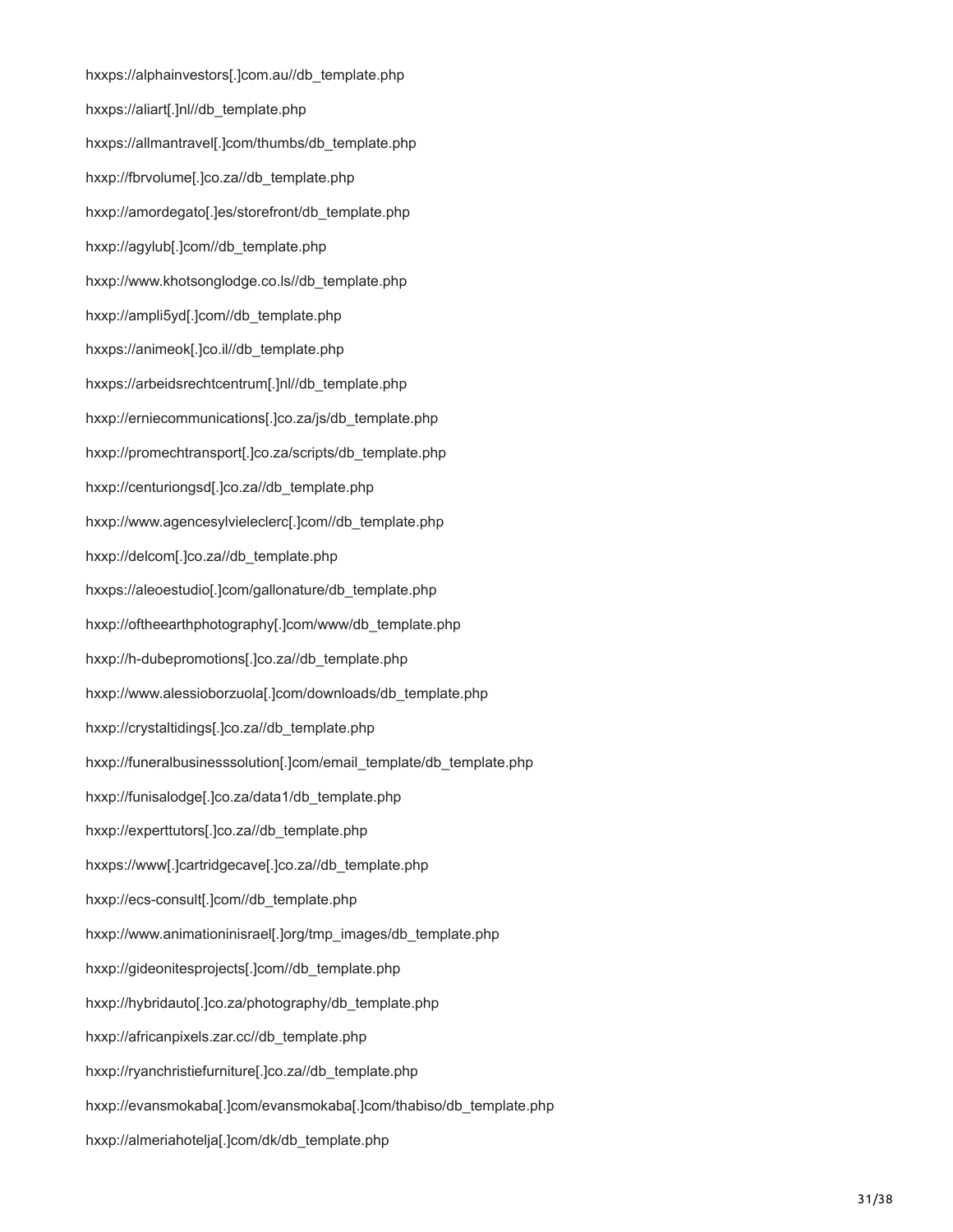hxxps://alphainvestors[.]com.au//db_template.php

hxxps://aliart[.]nl//db_template.php

hxxps://allmantravel[.]com/thumbs/db_template.php

hxxp://fbrvolume[.]co.za//db_template.php

hxxp://amordegato[.]es/storefront/db_template.php

hxxp://agylub[.]com//db_template.php

hxxp://www.khotsonglodge.co.ls//db_template.php

hxxp://ampli5yd[.]com//db_template.php

hxxps://animeok[.]co.il//db_template.php

hxxps://arbeidsrechtcentrum[.]nl//db_template.php

hxxp://erniecommunications[.]co.za/js/db_template.php

hxxp://promechtransport[.]co.za/scripts/db_template.php

hxxp://centuriongsd[.]co.za//db_template.php

hxxp://www.agencesylvieleclerc[.]com//db_template.php

hxxp://delcom[.]co.za//db_template.php

hxxps://aleoestudio[.]com/gallonature/db_template.php

hxxp://oftheearthphotography[.]com/www/db_template.php

hxxp://h-dubepromotions[.]co.za//db_template.php

hxxp://www.alessioborzuola[.]com/downloads/db_template.php

hxxp://crystaltidings[.]co.za//db_template.php

hxxp://funeralbusinesssolution[.]com/email_template/db_template.php

hxxp://funisalodge[.]co.za/data1/db_template.php

hxxp://experttutors[.]co.za//db_template.php

hxxps://www[.]cartridgecave[.]co.za//db_template.php

hxxp://ecs-consult[.]com//db_template.php

hxxp://www.animationinisrael[.]org/tmp_images/db_template.php

hxxp://gideonitesprojects[.]com//db_template.php

hxxp://hybridauto[.]co.za/photography/db_template.php

hxxp://africanpixels.zar.cc//db_template.php

hxxp://ryanchristiefurniture[.]co.za//db_template.php

hxxp://evansmokaba[.]com/evansmokaba[.]com/thabiso/db_template.php

hxxp://almeriahotelja[.]com/dk/db_template.php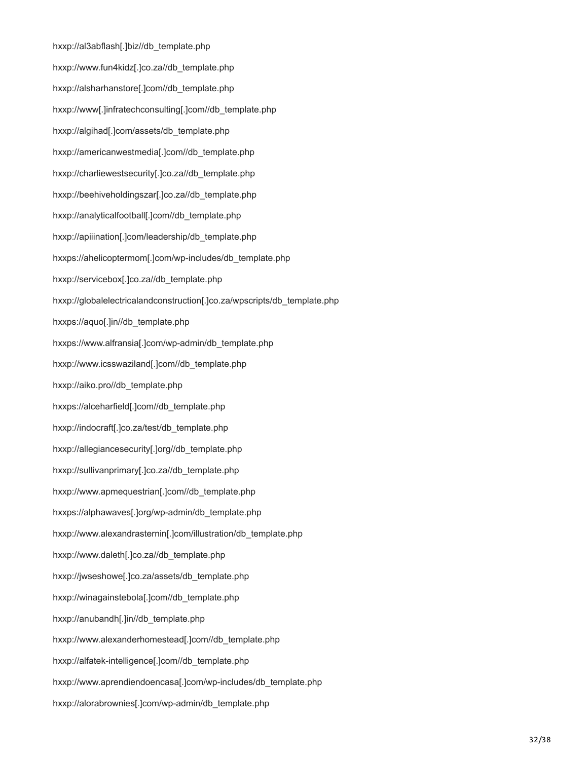hxxp://al3abflash[.]biz//db_template.php

hxxp://www.fun4kidz[.]co.za//db_template.php

hxxp://alsharhanstore[.]com//db_template.php

hxxp://www[.]infratechconsulting[.]com//db_template.php

hxxp://algihad[.]com/assets/db_template.php

hxxp://americanwestmedia[.]com//db_template.php

hxxp://charliewestsecurity[.]co.za//db_template.php

hxxp://beehiveholdingszar[.]co.za//db_template.php

hxxp://analyticalfootball[.]com//db_template.php

hxxp://apiiination[.]com/leadership/db_template.php

hxxps://ahelicoptermom[.]com/wp-includes/db_template.php

hxxp://servicebox[.]co.za//db_template.php

hxxp://globalelectricalandconstruction[.]co.za/wpscripts/db_template.php

hxxps://aquo[.]in//db_template.php

hxxps://www.alfransia[.]com/wp-admin/db_template.php

hxxp://www.icsswaziland[.]com//db_template.php

hxxp://aiko.pro//db_template.php

hxxps://alceharfield[.]com//db_template.php

hxxp://indocraft[.]co.za/test/db_template.php

hxxp://allegiancesecurity[.]org//db_template.php

hxxp://sullivanprimary[.]co.za//db_template.php

hxxp://www.apmequestrian[.]com//db_template.php

hxxps://alphawaves[.]org/wp-admin/db_template.php

hxxp://www.alexandrasternin[.]com/illustration/db_template.php

hxxp://www.daleth[.]co.za//db_template.php

hxxp://jwseshowe[.]co.za/assets/db_template.php

hxxp://winagainstebola[.]com//db_template.php

hxxp://anubandh[.]in//db_template.php

hxxp://www.alexanderhomestead[.]com//db_template.php

hxxp://alfatek-intelligence[.]com//db_template.php

hxxp://www.aprendiendoencasa[.]com/wp-includes/db_template.php

hxxp://alorabrownies[.]com/wp-admin/db_template.php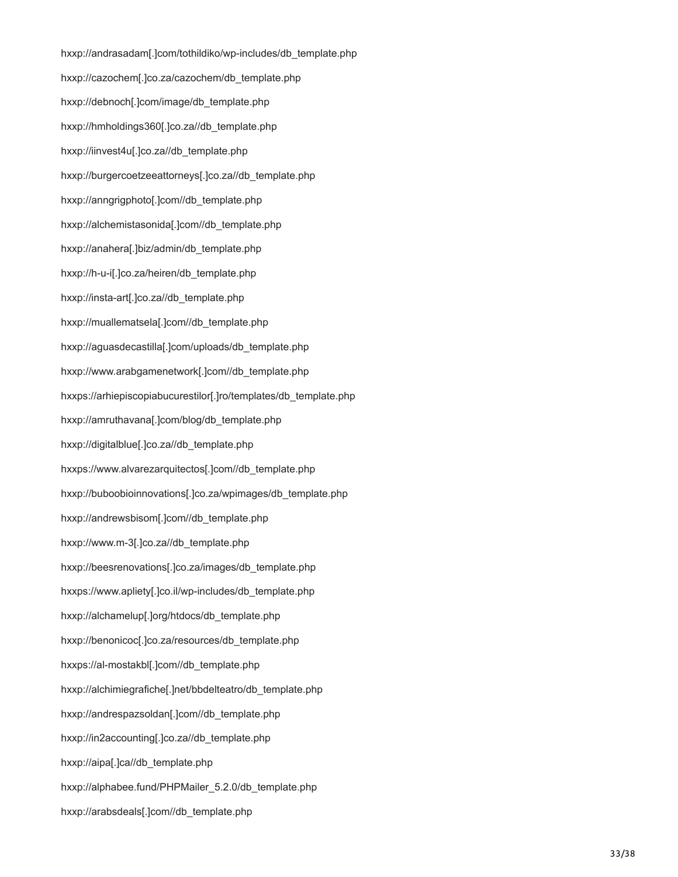hxxp://andrasadam[.]com/tothildiko/wp-includes/db_template.php

hxxp://cazochem[.]co.za/cazochem/db_template.php

hxxp://debnoch[.]com/image/db_template.php

hxxp://hmholdings360[.]co.za//db_template.php

hxxp://iinvest4u[.]co.za//db_template.php

hxxp://burgercoetzeeattorneys[.]co.za//db_template.php

hxxp://anngrigphoto[.]com//db_template.php

hxxp://alchemistasonida[.]com//db_template.php

hxxp://anahera[.]biz/admin/db_template.php

hxxp://h-u-i[.]co.za/heiren/db_template.php

hxxp://insta-art[.]co.za//db_template.php

hxxp://muallematsela[.]com//db_template.php

hxxp://aguasdecastilla[.]com/uploads/db_template.php

hxxp://www.arabgamenetwork[.]com//db_template.php

hxxps://arhiepiscopiabucurestilor[.]ro/templates/db_template.php

hxxp://amruthavana[.]com/blog/db_template.php

hxxp://digitalblue[.]co.za//db_template.php

hxxps://www.alvarezarquitectos[.]com//db_template.php

hxxp://buboobioinnovations[.]co.za/wpimages/db_template.php

hxxp://andrewsbisom[.]com//db_template.php

hxxp://www.m-3[.]co.za//db_template.php

hxxp://beesrenovations[.]co.za/images/db_template.php

hxxps://www.apliety[.]co.il/wp-includes/db_template.php

hxxp://alchamelup[.]org/htdocs/db_template.php

hxxp://benonicoc[.]co.za/resources/db_template.php

hxxps://al-mostakbl[.]com//db_template.php

hxxp://alchimiegrafiche[.]net/bbdelteatro/db_template.php

hxxp://andrespazsoldan[.]com//db_template.php

hxxp://in2accounting[.]co.za//db_template.php

hxxp://aipa[.]ca//db_template.php

hxxp://alphabee.fund/PHPMailer_5.2.0/db_template.php

hxxp://arabsdeals[.]com//db_template.php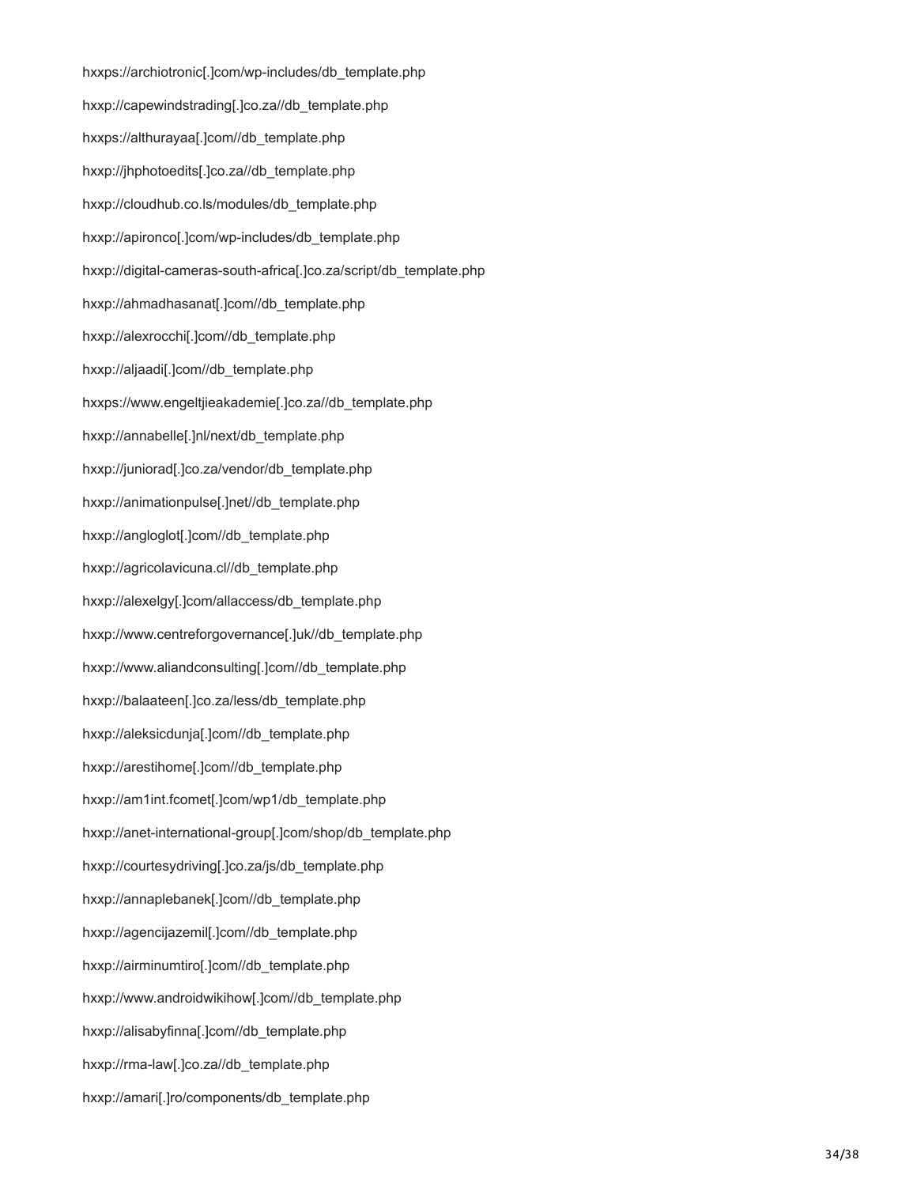hxxps://archiotronic[.]com/wp-includes/db_template.php

hxxp://capewindstrading[.]co.za//db_template.php

hxxps://althurayaa[.]com//db_template.php

hxxp://jhphotoedits[.]co.za//db_template.php

hxxp://cloudhub.co.ls/modules/db_template.php

hxxp://apironco[.]com/wp-includes/db_template.php

hxxp://digital-cameras-south-africa[.]co.za/script/db_template.php

hxxp://ahmadhasanat[.]com//db_template.php

hxxp://alexrocchi[.]com//db_template.php

hxxp://aljaadi[.]com//db_template.php

hxxps://www.engeltjieakademie[.]co.za//db_template.php

hxxp://annabelle[.]nl/next/db_template.php

hxxp://juniorad[.]co.za/vendor/db_template.php

hxxp://animationpulse[.]net//db_template.php

hxxp://angloglot[.]com//db_template.php

hxxp://agricolavicuna.cl//db_template.php

hxxp://alexelgy[.]com/allaccess/db_template.php

hxxp://www.centreforgovernance[.]uk//db_template.php

hxxp://www.aliandconsulting[.]com//db_template.php

hxxp://balaateen[.]co.za/less/db_template.php

hxxp://aleksicdunja[.]com//db_template.php

hxxp://arestihome[.]com//db_template.php

hxxp://am1int.fcomet[.]com/wp1/db_template.php

hxxp://anet-international-group[.]com/shop/db_template.php

hxxp://courtesydriving[.]co.za/js/db_template.php

hxxp://annaplebanek[.]com//db_template.php

hxxp://agencijazemil[.]com//db_template.php

hxxp://airminumtiro[.]com//db_template.php

hxxp://www.androidwikihow[.]com//db_template.php

hxxp://alisabyfinna[.]com//db_template.php

hxxp://rma-law[.]co.za//db_template.php

hxxp://amari[.]ro/components/db_template.php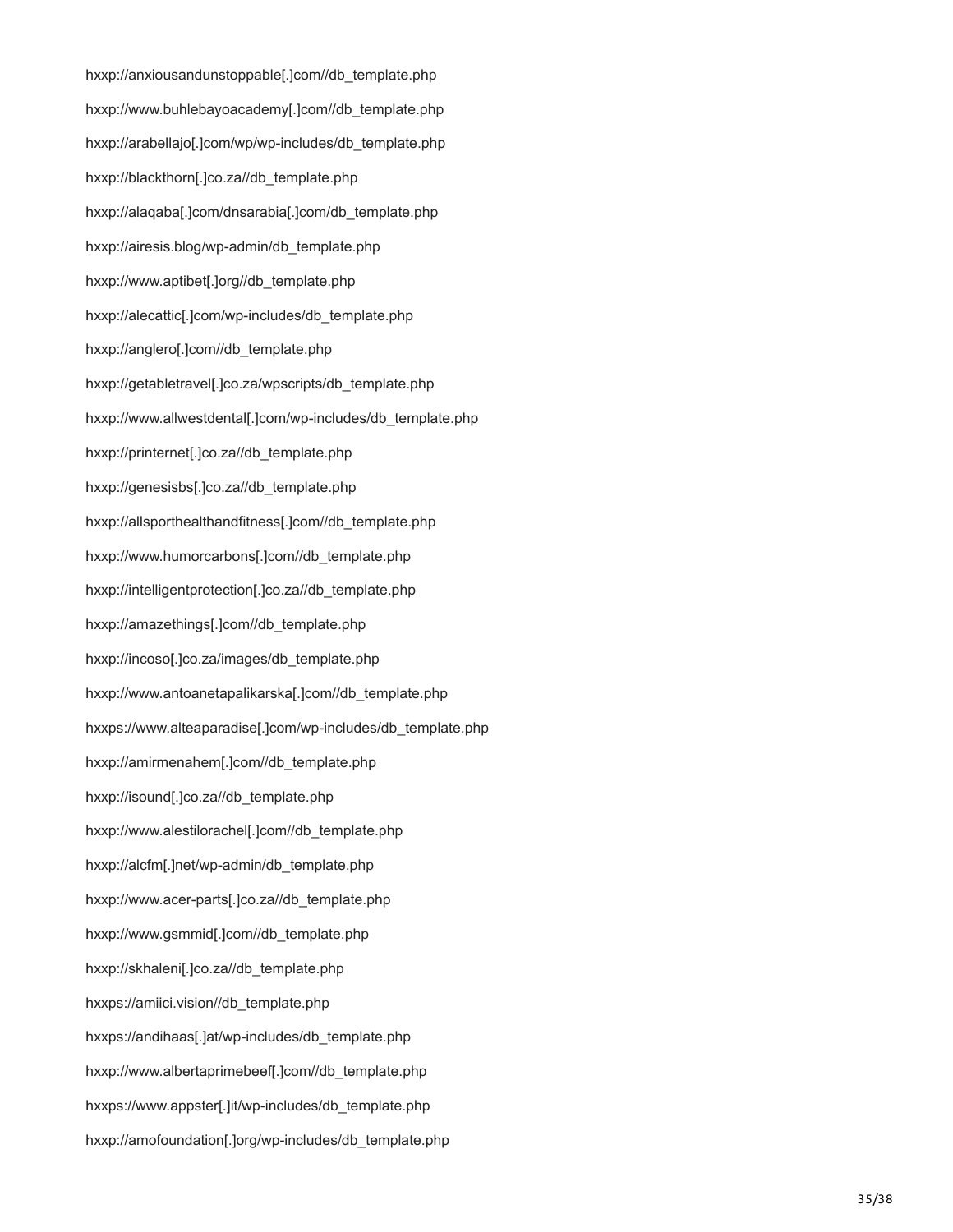hxxp://anxiousandunstoppable[.]com//db_template.php

hxxp://www.buhlebayoacademy[.]com//db_template.php

hxxp://arabellajo[.]com/wp/wp-includes/db_template.php

hxxp://blackthorn[.]co.za//db_template.php

hxxp://alaqaba[.]com/dnsarabia[.]com/db_template.php

hxxp://airesis.blog/wp-admin/db_template.php

hxxp://www.aptibet[.]org//db_template.php

hxxp://alecattic[.]com/wp-includes/db_template.php

hxxp://anglero[.]com//db_template.php

hxxp://getabletravel[.]co.za/wpscripts/db_template.php

hxxp://www.allwestdental[.]com/wp-includes/db_template.php

hxxp://printernet[.]co.za//db_template.php

hxxp://genesisbs[.]co.za//db_template.php

hxxp://allsporthealthandfitness[.]com//db_template.php

hxxp://www.humorcarbons[.]com//db_template.php

hxxp://intelligentprotection[.]co.za//db_template.php

hxxp://amazethings[.]com//db_template.php

hxxp://incoso[.]co.za/images/db_template.php

hxxp://www.antoanetapalikarska[.]com//db_template.php

hxxps://www.alteaparadise[.]com/wp-includes/db_template.php

hxxp://amirmenahem[.]com//db_template.php

hxxp://isound[.]co.za//db_template.php

hxxp://www.alestilorachel[.]com//db_template.php

hxxp://alcfm[.]net/wp-admin/db_template.php

hxxp://www.acer-parts[.]co.za//db_template.php

hxxp://www.gsmmid[.]com//db_template.php

hxxp://skhaleni[.]co.za//db_template.php

hxxps://amiici.vision//db_template.php

hxxps://andihaas[.]at/wp-includes/db_template.php

hxxp://www.albertaprimebeef[.]com//db_template.php

hxxps://www.appster[.]it/wp-includes/db_template.php

hxxp://amofoundation[.]org/wp-includes/db_template.php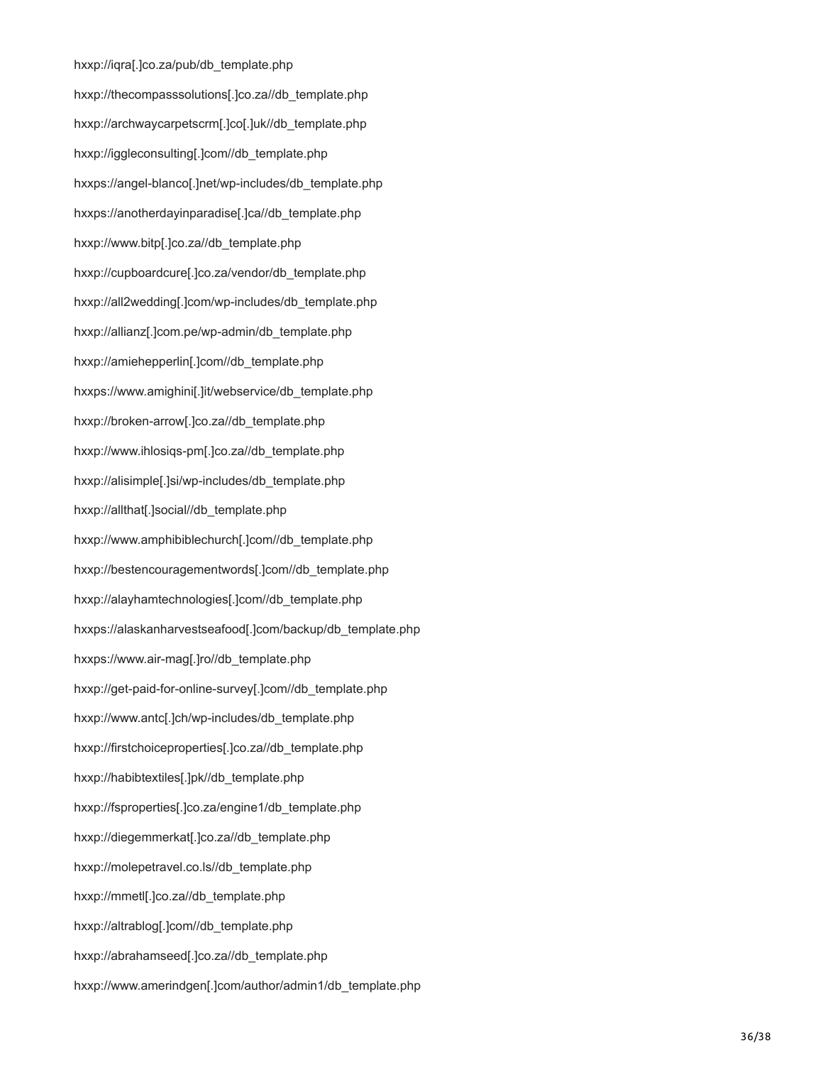hxxp://iqra[.]co.za/pub/db_template.php

hxxp://thecompasssolutions[.]co.za//db_template.php

hxxp://archwaycarpetscrm[.]co[.]uk//db_template.php

hxxp://iggleconsulting[.]com//db_template.php

hxxps://angel-blanco[.]net/wp-includes/db_template.php

hxxps://anotherdayinparadise[.]ca//db_template.php

hxxp://www.bitp[.]co.za//db_template.php

hxxp://cupboardcure[.]co.za/vendor/db_template.php

hxxp://all2wedding[.]com/wp-includes/db_template.php

hxxp://allianz[.]com.pe/wp-admin/db_template.php

hxxp://amiehepperlin[.]com//db_template.php

hxxps://www.amighini[.]it/webservice/db_template.php

hxxp://broken-arrow[.]co.za//db_template.php

hxxp://www.ihlosiqs-pm[.]co.za//db_template.php

hxxp://alisimple[.]si/wp-includes/db_template.php

hxxp://allthat[.]social//db_template.php

hxxp://www.amphibiblechurch[.]com//db_template.php

hxxp://bestencouragementwords[.]com//db_template.php

hxxp://alayhamtechnologies[.]com//db_template.php

hxxps://alaskanharvestseafood[.]com/backup/db_template.php

hxxps://www.air-mag[.]ro//db_template.php

hxxp://get-paid-for-online-survey[.]com//db_template.php

hxxp://www.antc[.]ch/wp-includes/db_template.php

hxxp://firstchoiceproperties[.]co.za//db_template.php

hxxp://habibtextiles[.]pk//db_template.php

hxxp://fsproperties[.]co.za/engine1/db_template.php

hxxp://diegemmerkat[.]co.za//db_template.php

hxxp://molepetravel.co.ls//db_template.php

hxxp://mmetl[.]co.za//db_template.php

hxxp://altrablog[.]com//db_template.php

hxxp://abrahamseed[.]co.za//db_template.php

hxxp://www.amerindgen[.]com/author/admin1/db_template.php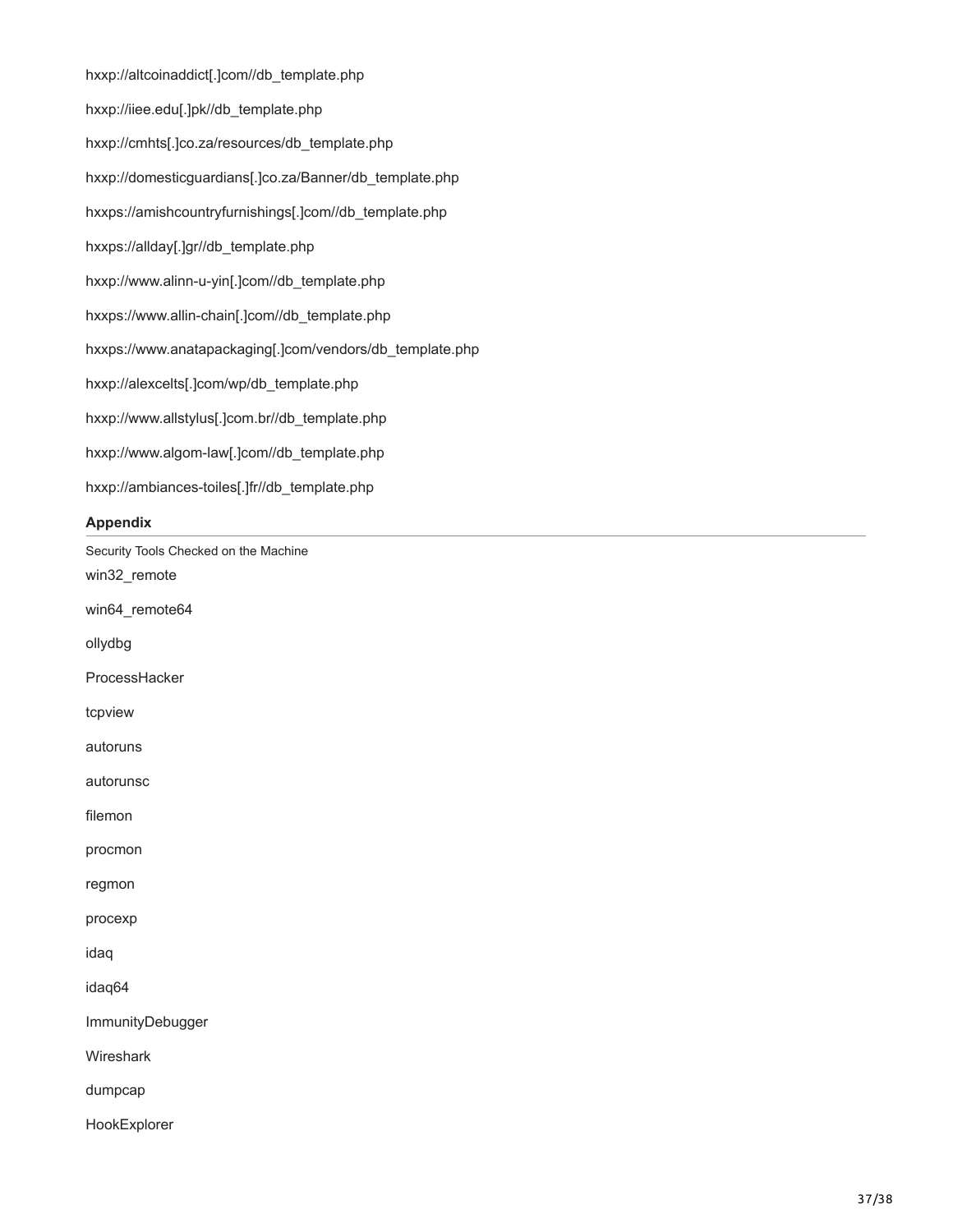hxxp://altcoinaddict[.]com//db_template.php

hxxp://iiee.edu[.]pk//db_template.php

hxxp://cmhts[.]co.za/resources/db_template.php

hxxp://domesticguardians[.]co.za/Banner/db_template.php

hxxps://amishcountryfurnishings[.]com//db_template.php

hxxps://allday[.]gr//db_template.php

hxxp://www.alinn-u-yin[.]com//db_template.php

hxxps://www.allin-chain[.]com//db_template.php

hxxps://www.anatapackaging[.]com/vendors/db_template.php

hxxp://alexcelts[.]com/wp/db_template.php

hxxp://www.allstylus[.]com.br//db_template.php

hxxp://www.algom-law[.]com//db_template.php

hxxp://ambiances-toiles[.]fr//db_template.php

## Appendix

Security Tools Checked on the Machine

win32_remote

win64_remote64

ollydbg

ProcessHacker

tcpview

autoruns

autorunsc

filemon

procmon

regmon

procexp

idaq

idaq64

ImmunityDebugger

Wireshark

dumpcap

HookExplorer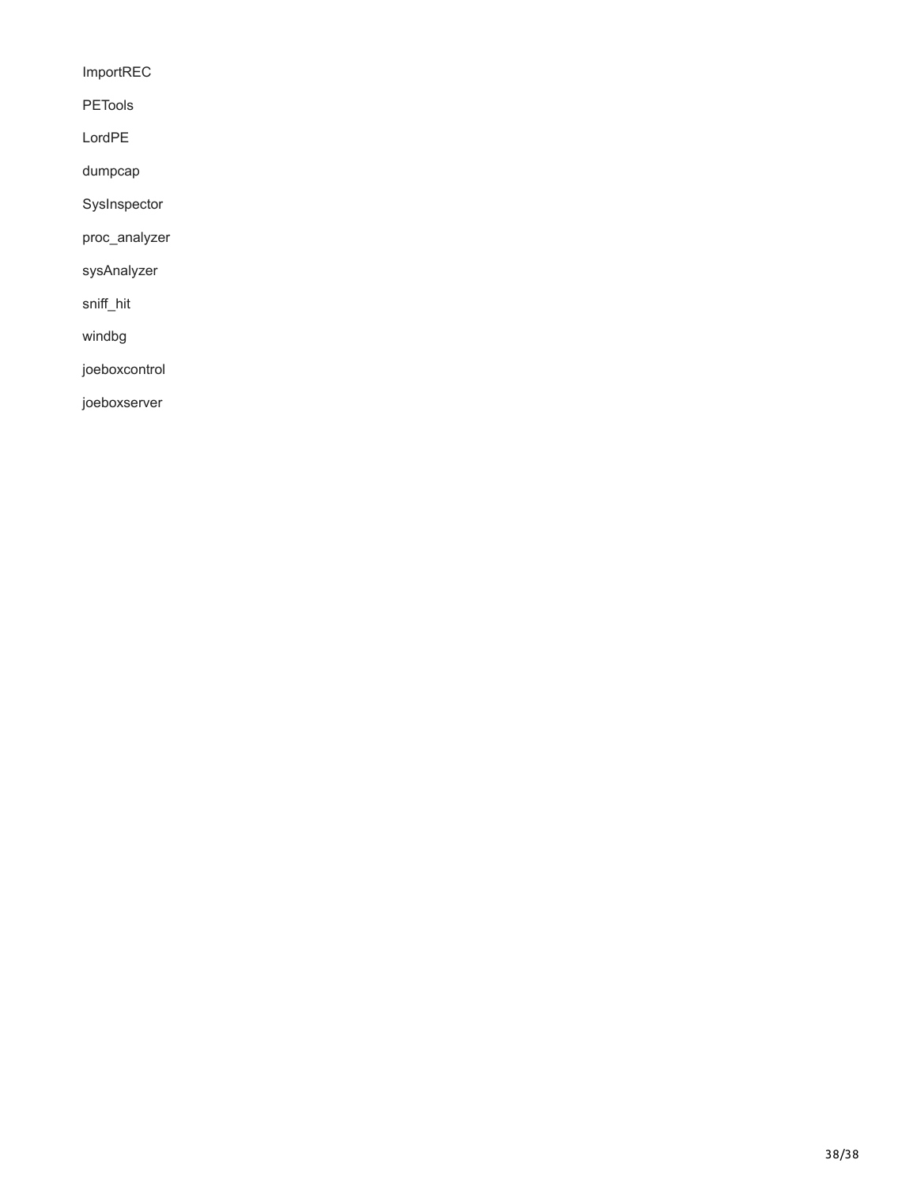ImportREC

PETools

LordPE

dumpcap

SysInspector

proc_analyzer

sysAnalyzer

sniff_hit

windbg

joeboxcontrol

joeboxserver